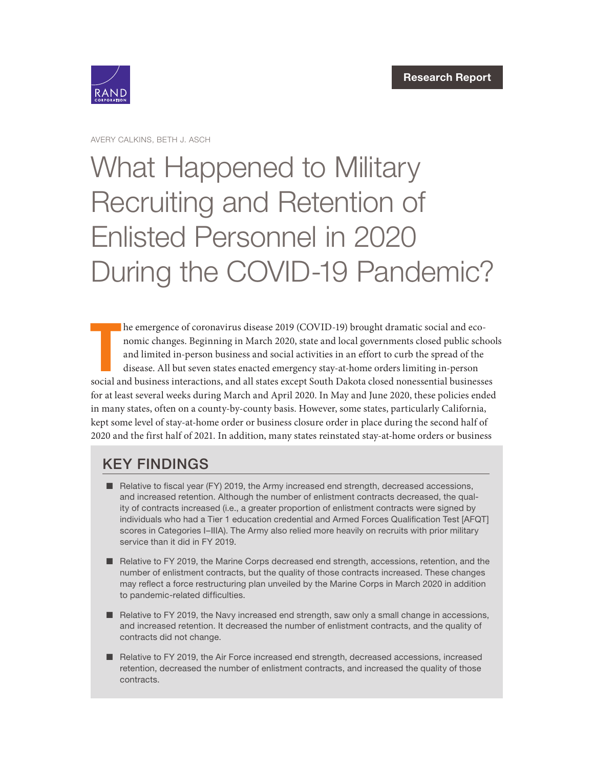Research Report

AVERY CALKINS, BETH J. ASCH

# What Happened to Military Recruiting and Retention of Enlisted Personnel in 2020 During the COVID-19 Pandemic?

The emergence of coronavirus disease 2019 (COVID-19) brought dramatic social and economic changes. Beginning in March 2020, state and local governments closed public schools and limited in-person business and social activities in an effort to curb the spread of the disease. All but seven states enacted emergency stay-at-home orders limiting in-person social and business interactions, and all states except South Dakota closed nonessential businesses for at least several weeks during March and April 2020. In May and June 2020, these policies ended in many states, often on a county-by-county basis. However, some states, particularly California, kept some level of stay-at-home order or business closure order in place during the second half of 2020 and the first half of 2021. In addition, many states reinstated stay-at-home orders or business

## KEY FINDINGS

- Relative to fiscal year (FY) 2019, the Army increased end strength, decreased accessions, and increased retention. Although the number of enlistment contracts decreased, the quality of contracts increased (i.e., a greater proportion of enlistment contracts were signed by individuals who had a Tier 1 education credential and Armed Forces Qualification Test [AFQT] scores in Categories I–IIIA). The Army also relied more heavily on recruits with prior military service than it did in FY 2019.
- Relative to FY 2019, the Marine Corps decreased end strength, accessions, retention, and the number of enlistment contracts, but the quality of those contracts increased. These changes may reflect a force restructuring plan unveiled by the Marine Corps in March 2020 in addition to pandemic-related difficulties.
- Relative to FY 2019, the Navy increased end strength, saw only a small change in accessions, and increased retention. It decreased the number of enlistment contracts, and the quality of contracts did not change.
- Relative to FY 2019, the Air Force increased end strength, decreased accessions, increased retention, decreased the number of enlistment contracts, and increased the quality of those contracts.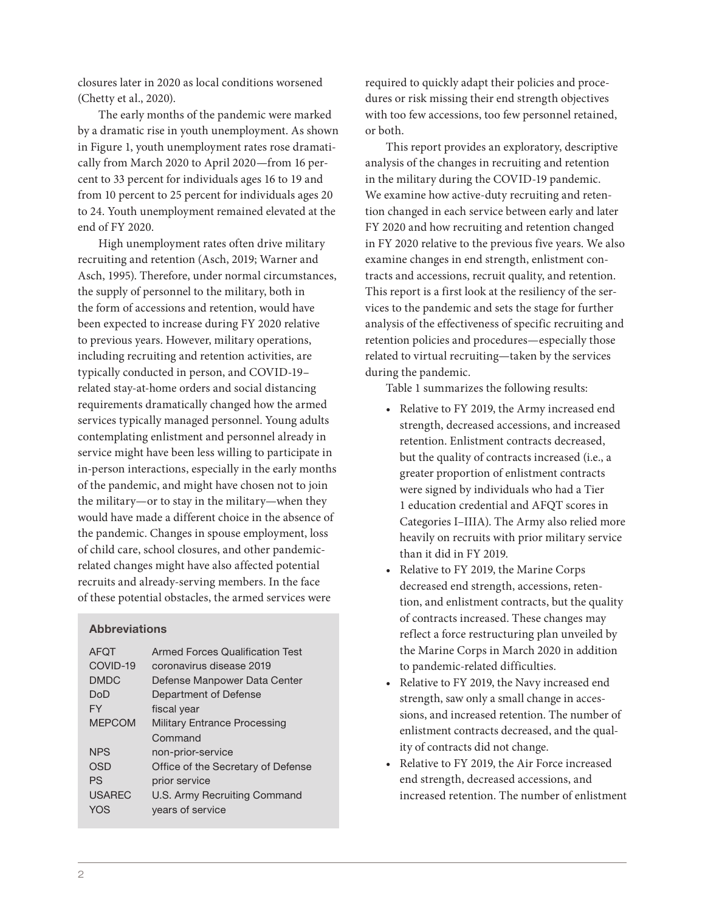closures later in 2020 as local conditions worsened (Chetty et al., 2020).

The early months of the pandemic were marked by a dramatic rise in youth unemployment. As shown in Figure 1, youth unemployment rates rose dramatically from March 2020 to April 2020—from 16 percent to 33 percent for individuals ages 16 to 19 and from 10 percent to 25 percent for individuals ages 20 to 24. Youth unemployment remained elevated at the end of FY 2020.

High unemployment rates often drive military recruiting and retention (Asch, 2019; Warner and Asch, 1995). Therefore, under normal circumstances, the supply of personnel to the military, both in the form of accessions and retention, would have been expected to increase during FY 2020 relative to previous years. However, military operations, including recruiting and retention activities, are typically conducted in person, and COVID-19–related stay-at-home orders and social distancing requirements dramatically changed how the armed services typically managed personnel. Young adults contemplating enlistment and personnel already in service might have been less willing to participate in in-person interactions, especially in the early months of the pandemic, and might have chosen not to join the military—or to stay in the military—when they would have made a different choice in the absence of the pandemic. Changes in spouse employment, loss of child care, school closures, and other pandemic-related changes might have also affected potential recruits and already-serving members. In the face of these potential obstacles, the armed services were required to quickly adapt their policies and procedures or risk missing their end strength objectives with too few accessions, too few personnel retained, or both.

This report provides an exploratory, descriptive analysis of the changes in recruiting and retention in the military during the COVID-19 pandemic. We examine how active-duty recruiting and retention changed in each service between early and later FY 2020 and how recruiting and retention changed in FY 2020 relative to the previous five years. We also examine changes in end strength, enlistment contracts and accessions, recruit quality, and retention. This report is a first look at the resiliency of the services to the pandemic and sets the stage for further analysis of the effectiveness of specific recruiting and retention policies and procedures—especially those related to virtual recruiting—taken by the services during the pandemic.

Table 1 summarizes the following results:

- Relative to FY 2019, the Army increased end strength, decreased accessions, and increased retention. Enlistment contracts decreased, but the quality of contracts increased (i.e., a greater proportion of enlistment contracts were signed by individuals who had a Tier 1 education credential and AFQT scores in Categories I–IIIA). The Army also relied more heavily on recruits with prior military service than it did in FY 2019.
- Relative to FY 2019, the Marine Corps decreased end strength, accessions, retention, and enlistment contracts, but the quality of contracts increased. These changes may reflect a force restructuring plan unveiled by the Marine Corps in March 2020 in addition to pandemic-related difficulties.
- Relative to FY 2019, the Navy increased end strength, saw only a small change in accessions, and increased retention. The number of enlistment contracts decreased, and the quality of contracts did not change.
- Relative to FY 2019, the Air Force increased end strength, decreased accessions, and increased retention. The number of enlistment

### Abbreviations

| | |
|---|---|
| AFQT | Armed Forces Qualification Test |
| COVID-19 | coronavirus disease 2019 |
| DMDC | Defense Manpower Data Center |
| DoD | Department of Defense |
| FY | fiscal year |
| MEPCOM | Military Entrance Processing Command |
| NPS | non-prior-service |
| OSD | Office of the Secretary of Defense |
| PS | prior service |
| USAREC | U.S. Army Recruiting Command |
| YOS | years of service |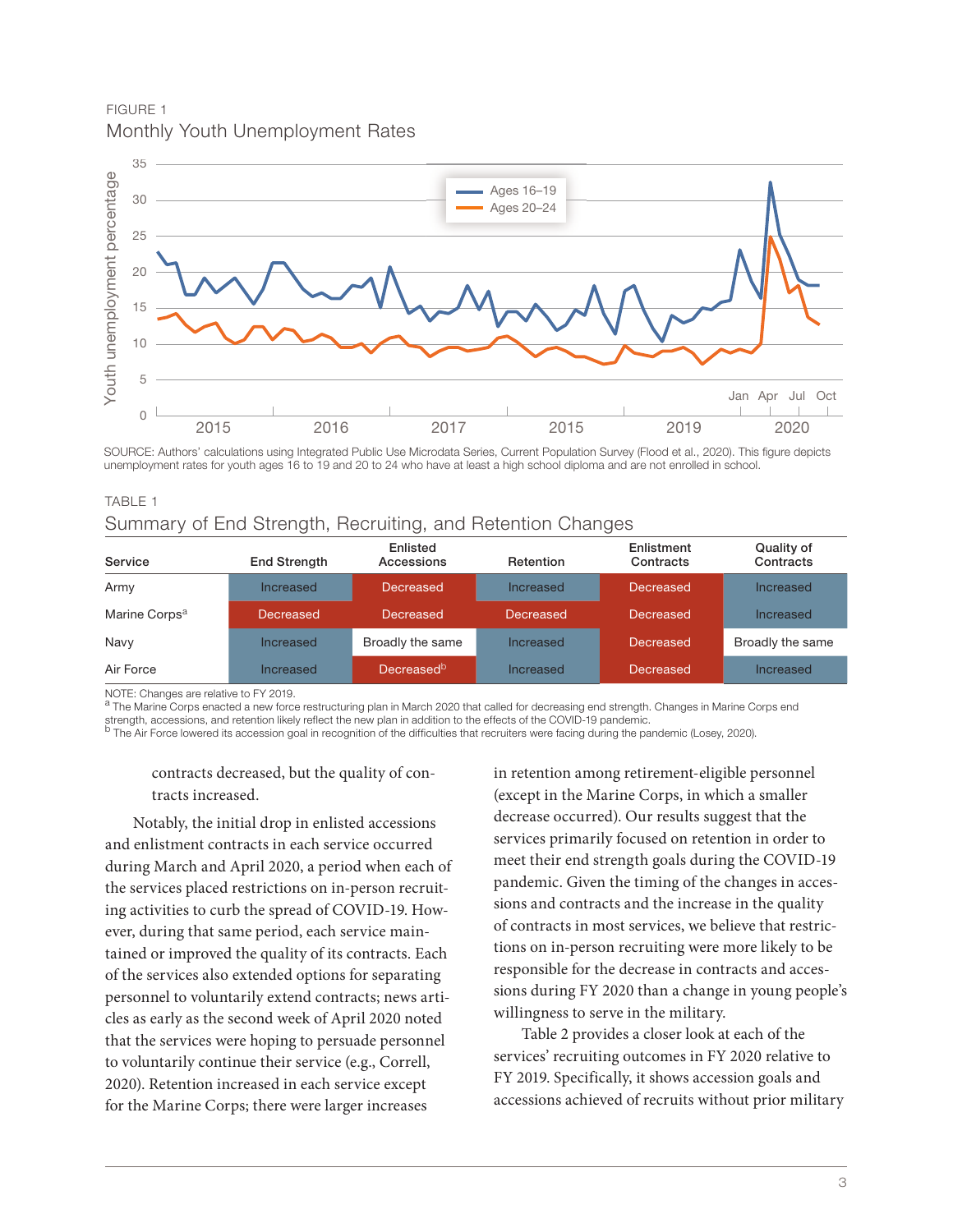FIGURE 1

Monthly Youth Unemployment Rates

SOURCE: Authors' calculations using Integrated Public Use Microdata Series, Current Population Survey (Flood et al., 2020). This figure depicts unemployment rates for youth ages 16 to 19 and 20 to 24 who have at least a high school diploma and are not enrolled in school.

TABLE 1

Summary of End Strength, Recruiting, and Retention Changes

| Service | End Strength | Enlisted Accessions | Retention | Enlistment Contracts | Quality of Contracts |
|---|---|---|---|---|---|
| Army | Increased | Decreased | Increased | Decreased | Increased |
| Marine Corps[a] | Decreased | Decreased | Decreased | Decreased | Increased |
| Navy | Increased | Broadly the same | Increased | Decreased | Broadly the same |
| Air Force | Increased | Decreased[b] | Increased | Decreased | Increased |

NOTE: Changes are relative to FY 2019.

[a] The Marine Corps enacted a new force restructuring plan in March 2020 that called for decreasing end strength. Changes in Marine Corps end strength, accessions, and retention likely reflect the new plan in addition to the effects of the COVID-19 pandemic.

[b] The Air Force lowered its accession goal in recognition of the difficulties that recruiters were facing during the pandemic (Losey, 2020).

contracts decreased, but the quality of contracts increased.

Notably, the initial drop in enlisted accessions and enlistment contracts in each service occurred during March and April 2020, a period when each of the services placed restrictions on in-person recruiting activities to curb the spread of COVID-19. However, during that same period, each service maintained or improved the quality of its contracts. Each of the services also extended options for separating personnel to voluntarily extend contracts; news articles as early as the second week of April 2020 noted that the services were hoping to persuade personnel to voluntarily continue their service (e.g., Correll, 2020). Retention increased in each service except for the Marine Corps; there were larger increases in retention among retirement-eligible personnel (except in the Marine Corps, in which a smaller decrease occurred). Our results suggest that the services primarily focused on retention in order to meet their end strength goals during the COVID-19 pandemic. Given the timing of the changes in accessions and contracts and the increase in the quality of contracts in most services, we believe that restrictions on in-person recruiting were more likely to be responsible for the decrease in contracts and accessions during FY 2020 than a change in young people's willingness to serve in the military.

Table 2 provides a closer look at each of the services' recruiting outcomes in FY 2020 relative to FY 2019. Specifically, it shows accession goals and accessions achieved of recruits without prior military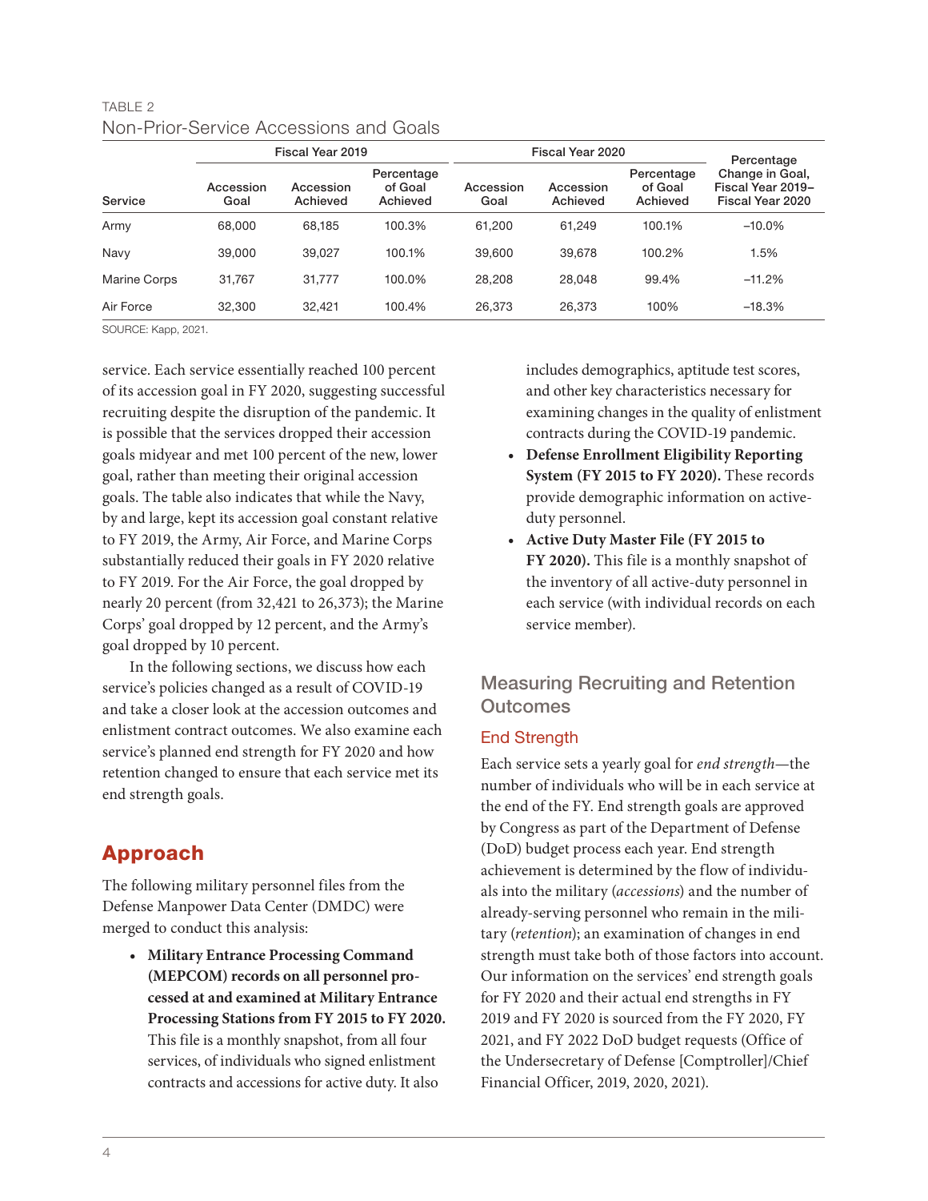TABLE 2
Non-Prior-Service Accessions and Goals

| Service | Fiscal Year 2019 | | | Fiscal Year 2020 | | | Percentage Change in Goal, Fiscal Year 2019–Fiscal Year 2020 |
|---|---|---|---|---|---|---|---|
| | Accession Goal | Accession Achieved | Percentage of Goal Achieved | Accession Goal | Accession Achieved | Percentage of Goal Achieved | |
| Army | 68,000 | 68,185 | 100.3% | 61,200 | 61,249 | 100.1% | –10.0% |
| Navy | 39,000 | 39,027 | 100.1% | 39,600 | 39,678 | 100.2% | 1.5% |
| Marine Corps | 31,767 | 31,777 | 100.0% | 28,208 | 28,048 | 99.4% | –11.2% |
| Air Force | 32,300 | 32,421 | 100.4% | 26,373 | 26,373 | 100% | –18.3% |

SOURCE: Kapp, 2021.

service. Each service essentially reached 100 percent of its accession goal in FY 2020, suggesting successful recruiting despite the disruption of the pandemic. It is possible that the services dropped their accession goals midyear and met 100 percent of the new, lower goal, rather than meeting their original accession goals. The table also indicates that while the Navy, by and large, kept its accession goal constant relative to FY 2019, the Army, Air Force, and Marine Corps substantially reduced their goals in FY 2020 relative to FY 2019. For the Air Force, the goal dropped by nearly 20 percent (from 32,421 to 26,373); the Marine Corps' goal dropped by 12 percent, and the Army's goal dropped by 10 percent.

In the following sections, we discuss how each service's policies changed as a result of COVID-19 and take a closer look at the accession outcomes and enlistment contract outcomes. We also examine each service's planned end strength for FY 2020 and how retention changed to ensure that each service met its end strength goals.

## Approach

The following military personnel files from the Defense Manpower Data Center (DMDC) were merged to conduct this analysis:

- **Military Entrance Processing Command (MEPCOM) records on all personnel processed at and examined at Military Entrance Processing Stations from FY 2015 to FY 2020.** This file is a monthly snapshot, from all four services, of individuals who signed enlistment contracts and accessions for active duty. It also includes demographics, aptitude test scores, and other key characteristics necessary for examining changes in the quality of enlistment contracts during the COVID-19 pandemic.
- **Defense Enrollment Eligibility Reporting System (FY 2015 to FY 2020).** These records provide demographic information on active-duty personnel.
- **Active Duty Master File (FY 2015 to FY 2020).** This file is a monthly snapshot of the inventory of all active-duty personnel in each service (with individual records on each service member).

## Measuring Recruiting and Retention Outcomes

### End Strength

Each service sets a yearly goal for *end strength*—the number of individuals who will be in each service at the end of the FY. End strength goals are approved by Congress as part of the Department of Defense (DoD) budget process each year. End strength achievement is determined by the flow of individuals into the military (*accessions*) and the number of already-serving personnel who remain in the military (*retention*); an examination of changes in end strength must take both of those factors into account. Our information on the services' end strength goals for FY 2020 and their actual end strengths in FY 2019 and FY 2020 is sourced from the FY 2020, FY 2021, and FY 2022 DoD budget requests (Office of the Undersecretary of Defense [Comptroller]/Chief Financial Officer, 2019, 2020, 2021).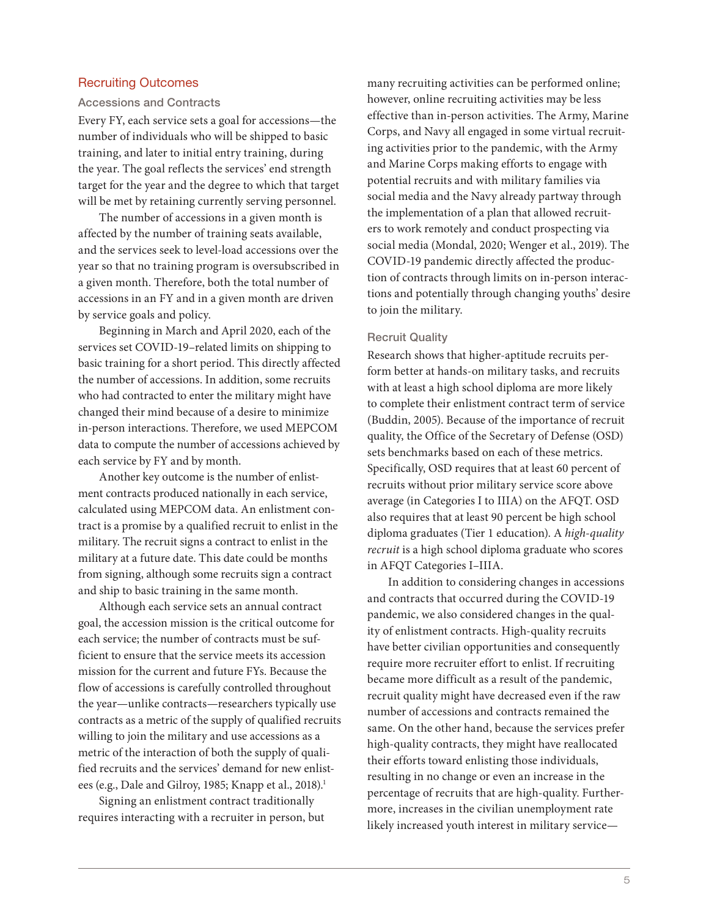## Recruiting Outcomes

### Accessions and Contracts

Every FY, each service sets a goal for accessions—the number of individuals who will be shipped to basic training, and later to initial entry training, during the year. The goal reflects the services' end strength target for the year and the degree to which that target will be met by retaining currently serving personnel.

The number of accessions in a given month is affected by the number of training seats available, and the services seek to level-load accessions over the year so that no training program is oversubscribed in a given month. Therefore, both the total number of accessions in an FY and in a given month are driven by service goals and policy.

Beginning in March and April 2020, each of the services set COVID-19–related limits on shipping to basic training for a short period. This directly affected the number of accessions. In addition, some recruits who had contracted to enter the military might have changed their mind because of a desire to minimize in-person interactions. Therefore, we used MEPCOM data to compute the number of accessions achieved by each service by FY and by month.

Another key outcome is the number of enlistment contracts produced nationally in each service, calculated using MEPCOM data. An enlistment contract is a promise by a qualified recruit to enlist in the military. The recruit signs a contract to enlist in the military at a future date. This date could be months from signing, although some recruits sign a contract and ship to basic training in the same month.

Although each service sets an annual contract goal, the accession mission is the critical outcome for each service; the number of contracts must be sufficient to ensure that the service meets its accession mission for the current and future FYs. Because the flow of accessions is carefully controlled throughout the year—unlike contracts—researchers typically use contracts as a metric of the supply of qualified recruits willing to join the military and use accessions as a metric of the interaction of both the supply of qualified recruits and the services' demand for new enlistees (e.g., Dale and Gilroy, 1985; Knapp et al., 2018).[1]

Signing an enlistment contract traditionally requires interacting with a recruiter in person, but many recruiting activities can be performed online; however, online recruiting activities may be less effective than in-person activities. The Army, Marine Corps, and Navy all engaged in some virtual recruiting activities prior to the pandemic, with the Army and Marine Corps making efforts to engage with potential recruits and with military families via social media and the Navy already partway through the implementation of a plan that allowed recruiters to work remotely and conduct prospecting via social media (Mondal, 2020; Wenger et al., 2019). The COVID-19 pandemic directly affected the production of contracts through limits on in-person interactions and potentially through changing youths' desire to join the military.

### Recruit Quality

Research shows that higher-aptitude recruits perform better at hands-on military tasks, and recruits with at least a high school diploma are more likely to complete their enlistment contract term of service (Buddin, 2005). Because of the importance of recruit quality, the Office of the Secretary of Defense (OSD) sets benchmarks based on each of these metrics. Specifically, OSD requires that at least 60 percent of recruits without prior military service score above average (in Categories I to IIIA) on the AFQT. OSD also requires that at least 90 percent be high school diploma graduates (Tier 1 education). A *high-quality recruit* is a high school diploma graduate who scores in AFQT Categories I–IIIA.

In addition to considering changes in accessions and contracts that occurred during the COVID-19 pandemic, we also considered changes in the quality of enlistment contracts. High-quality recruits have better civilian opportunities and consequently require more recruiter effort to enlist. If recruiting became more difficult as a result of the pandemic, recruit quality might have decreased even if the raw number of accessions and contracts remained the same. On the other hand, because the services prefer high-quality contracts, they might have reallocated their efforts toward enlisting those individuals, resulting in no change or even an increase in the percentage of recruits that are high-quality. Furthermore, increases in the civilian unemployment rate likely increased youth interest in military service—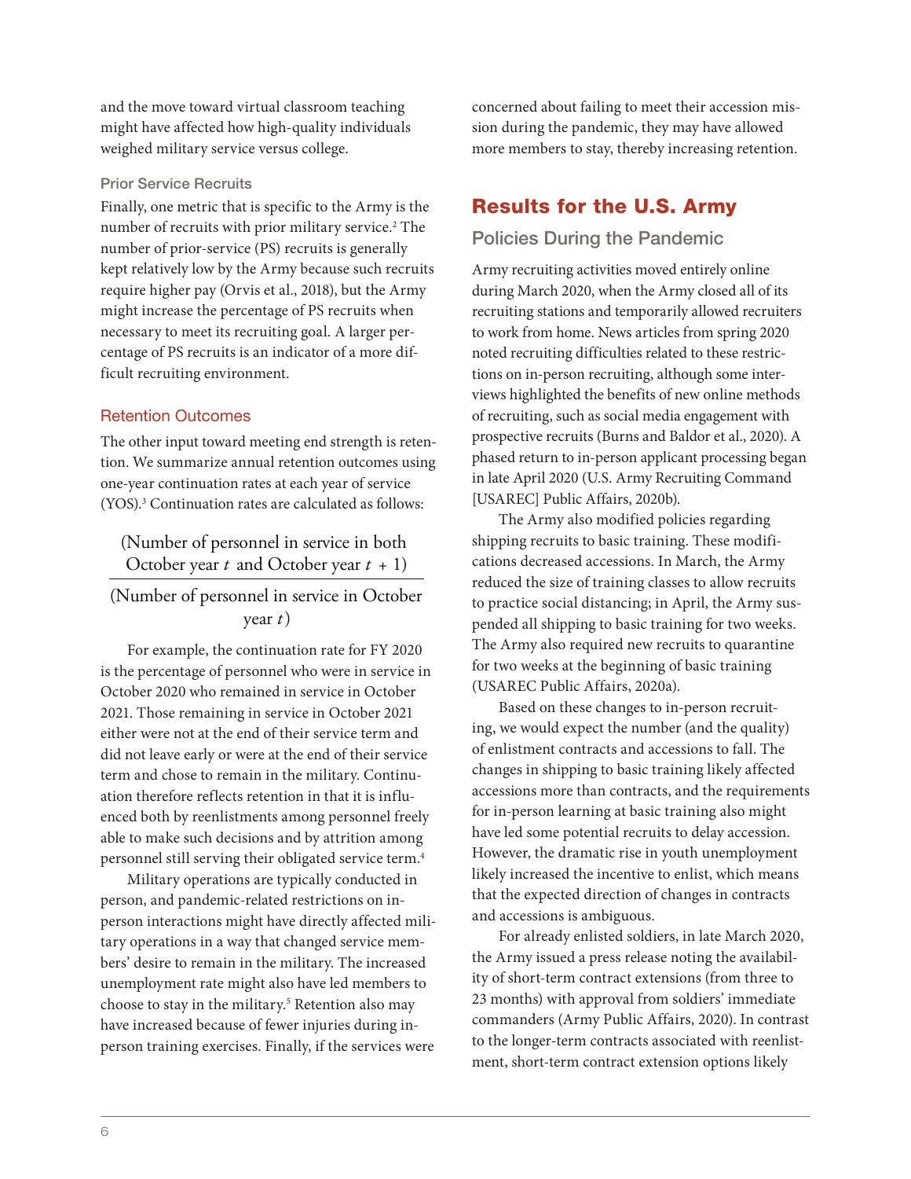and the move toward virtual classroom teaching might have affected how high-quality individuals weighed military service versus college.

#### Prior Service Recruits

Finally, one metric that is specific to the Army is the number of recruits with prior military service.[2] The number of prior-service (PS) recruits is generally kept relatively low by the Army because such recruits require higher pay (Orvis et al., 2018), but the Army might increase the percentage of PS recruits when necessary to meet its recruiting goal. A larger percentage of PS recruits is an indicator of a more difficult recruiting environment.

### Retention Outcomes

The other input toward meeting end strength is retention. We summarize annual retention outcomes using one-year continuation rates at each year of service (YOS).[3] Continuation rates are calculated as follows:

$$\frac{\text{(Number of personnel in service in both October year } t \text{ and October year } t+1)}{\text{(Number of personnel in service in October year } t)}$$

For example, the continuation rate for FY 2020 is the percentage of personnel who were in service in October 2020 who remained in service in October 2021. Those remaining in service in October 2021 either were not at the end of their service term and did not leave early or were at the end of their service term and chose to remain in the military. Continuation therefore reflects retention in that it is influenced both by reenlistments among personnel freely able to make such decisions and by attrition among personnel still serving their obligated service term.[4]

Military operations are typically conducted in person, and pandemic-related restrictions on in-person interactions might have directly affected military operations in a way that changed service members' desire to remain in the military. The increased unemployment rate might also have led members to choose to stay in the military.[5] Retention also may have increased because of fewer injuries during in-person training exercises. Finally, if the services were concerned about failing to meet their accession mission during the pandemic, they may have allowed more members to stay, thereby increasing retention.

## Results for the U.S. Army

### Policies During the Pandemic

Army recruiting activities moved entirely online during March 2020, when the Army closed all of its recruiting stations and temporarily allowed recruiters to work from home. News articles from spring 2020 noted recruiting difficulties related to these restrictions on in-person recruiting, although some interviews highlighted the benefits of new online methods of recruiting, such as social media engagement with prospective recruits (Burns and Baldor et al., 2020). A phased return to in-person applicant processing began in late April 2020 (U.S. Army Recruiting Command [USAREC] Public Affairs, 2020b).

The Army also modified policies regarding shipping recruits to basic training. These modifications decreased accessions. In March, the Army reduced the size of training classes to allow recruits to practice social distancing; in April, the Army suspended all shipping to basic training for two weeks. The Army also required new recruits to quarantine for two weeks at the beginning of basic training (USAREC Public Affairs, 2020a).

Based on these changes to in-person recruiting, we would expect the number (and the quality) of enlistment contracts and accessions to fall. The changes in shipping to basic training likely affected accessions more than contracts, and the requirements for in-person learning at basic training also might have led some potential recruits to delay accession. However, the dramatic rise in youth unemployment likely increased the incentive to enlist, which means that the expected direction of changes in contracts and accessions is ambiguous.

For already enlisted soldiers, in late March 2020, the Army issued a press release noting the availability of short-term contract extensions (from three to 23 months) with approval from soldiers' immediate commanders (Army Public Affairs, 2020). In contrast to the longer-term contracts associated with reenlistment, short-term contract extension options likely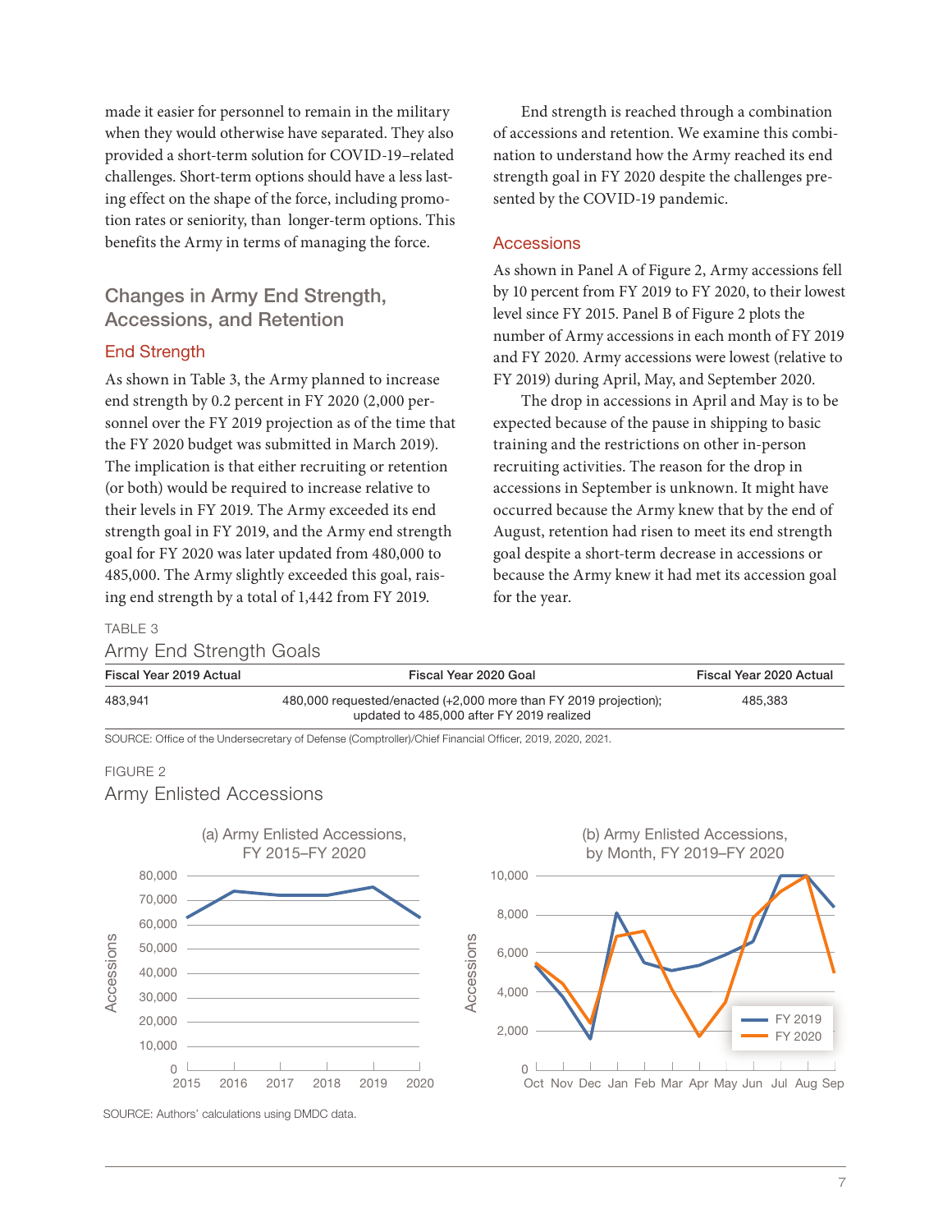made it easier for personnel to remain in the military when they would otherwise have separated. They also provided a short-term solution for COVID-19–related challenges. Short-term options should have a less lasting effect on the shape of the force, including promotion rates or seniority, than longer-term options. This benefits the Army in terms of managing the force.

## Changes in Army End Strength, Accessions, and Retention

### End Strength

As shown in Table 3, the Army planned to increase end strength by 0.2 percent in FY 2020 (2,000 personnel over the FY 2019 projection as of the time that the FY 2020 budget was submitted in March 2019). The implication is that either recruiting or retention (or both) would be required to increase relative to their levels in FY 2019. The Army exceeded its end strength goal in FY 2019, and the Army end strength goal for FY 2020 was later updated from 480,000 to 485,000. The Army slightly exceeded this goal, raising end strength by a total of 1,442 from FY 2019.

End strength is reached through a combination of accessions and retention. We examine this combination to understand how the Army reached its end strength goal in FY 2020 despite the challenges presented by the COVID-19 pandemic.

### Accessions

As shown in Panel A of Figure 2, Army accessions fell by 10 percent from FY 2019 to FY 2020, to their lowest level since FY 2015. Panel B of Figure 2 plots the number of Army accessions in each month of FY 2019 and FY 2020. Army accessions were lowest (relative to FY 2019) during April, May, and September 2020.

The drop in accessions in April and May is to be expected because of the pause in shipping to basic training and the restrictions on other in-person recruiting activities. The reason for the drop in accessions in September is unknown. It might have occurred because the Army knew that by the end of August, retention had risen to meet its end strength goal despite a short-term decrease in accessions or because the Army knew it had met its accession goal for the year.

TABLE 3

Army End Strength Goals

| Fiscal Year 2019 Actual | Fiscal Year 2020 Goal | Fiscal Year 2020 Actual |
|---|---|---|
| 483,941 | 480,000 requested/enacted (+2,000 more than FY 2019 projection); updated to 485,000 after FY 2019 realized | 485,383 |

SOURCE: Office of the Undersecretary of Defense (Comptroller)/Chief Financial Officer, 2019, 2020, 2021.

FIGURE 2

Army Enlisted Accessions

SOURCE: Authors' calculations using DMDC data.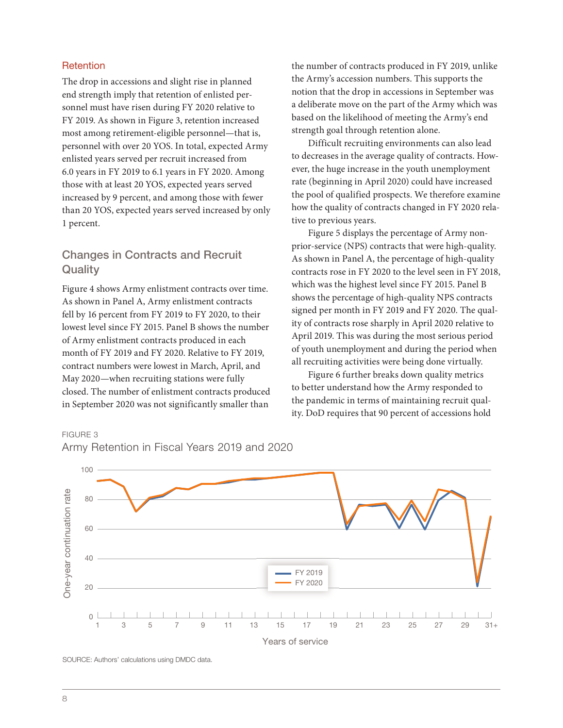## Retention

The drop in accessions and slight rise in planned end strength imply that retention of enlisted personnel must have risen during FY 2020 relative to FY 2019. As shown in Figure 3, retention increased most among retirement-eligible personnel—that is, personnel with over 20 YOS. In total, expected Army enlisted years served per recruit increased from 6.0 years in FY 2019 to 6.1 years in FY 2020. Among those with at least 20 YOS, expected years served increased by 9 percent, and among those with fewer than 20 YOS, expected years served increased by only 1 percent.

## Changes in Contracts and Recruit Quality

Figure 4 shows Army enlistment contracts over time. As shown in Panel A, Army enlistment contracts fell by 16 percent from FY 2019 to FY 2020, to their lowest level since FY 2015. Panel B shows the number of Army enlistment contracts produced in each month of FY 2019 and FY 2020. Relative to FY 2019, contract numbers were lowest in March, April, and May 2020—when recruiting stations were fully closed. The number of enlistment contracts produced in September 2020 was not significantly smaller than the number of contracts produced in FY 2019, unlike the Army's accession numbers. This supports the notion that the drop in accessions in September was a deliberate move on the part of the Army which was based on the likelihood of meeting the Army's end strength goal through retention alone.

Difficult recruiting environments can also lead to decreases in the average quality of contracts. However, the huge increase in the youth unemployment rate (beginning in April 2020) could have increased the pool of qualified prospects. We therefore examine how the quality of contracts changed in FY 2020 relative to previous years.

Figure 5 displays the percentage of Army non-prior-service (NPS) contracts that were high-quality. As shown in Panel A, the percentage of high-quality contracts rose in FY 2020 to the level seen in FY 2018, which was the highest level since FY 2015. Panel B shows the percentage of high-quality NPS contracts signed per month in FY 2019 and FY 2020. The quality of contracts rose sharply in April 2020 relative to April 2019. This was during the most serious period of youth unemployment and during the period when all recruiting activities were being done virtually.

Figure 6 further breaks down quality metrics to better understand how the Army responded to the pandemic in terms of maintaining recruit quality. DoD requires that 90 percent of accessions hold

FIGURE 3

Army Retention in Fiscal Years 2019 and 2020

SOURCE: Authors' calculations using DMDC data.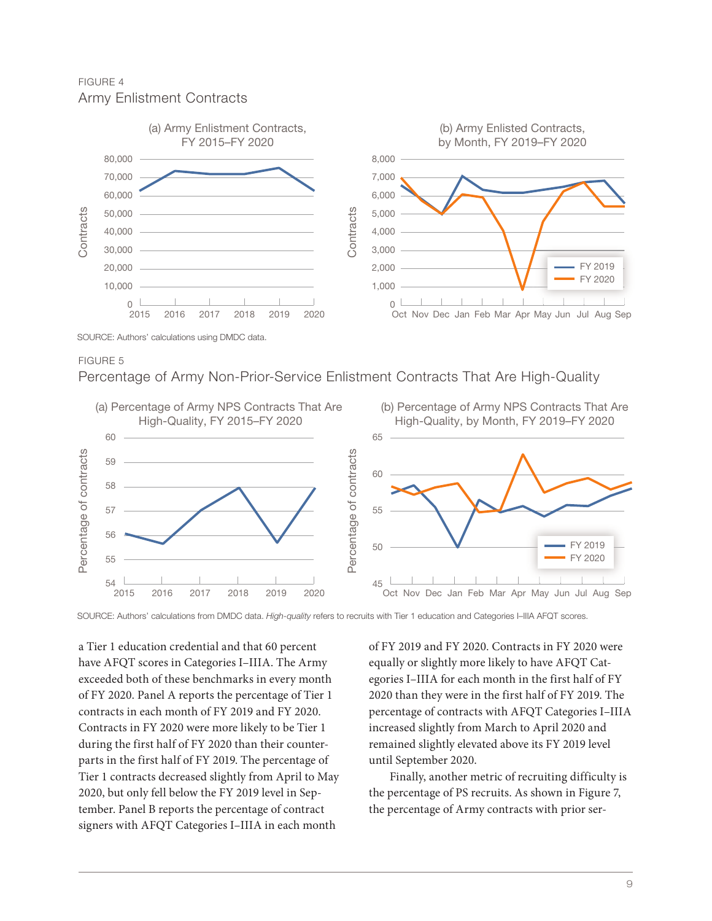FIGURE 4

Army Enlistment Contracts

SOURCE: Authors' calculations using DMDC data.

FIGURE 5

Percentage of Army Non-Prior-Service Enlistment Contracts That Are High-Quality

SOURCE: Authors' calculations from DMDC data. *High-quality* refers to recruits with Tier 1 education and Categories I–IIIA AFQT scores.

a Tier 1 education credential and that 60 percent have AFQT scores in Categories I–IIIA. The Army exceeded both of these benchmarks in every month of FY 2020. Panel A reports the percentage of Tier 1 contracts in each month of FY 2019 and FY 2020. Contracts in FY 2020 were more likely to be Tier 1 during the first half of FY 2020 than their counterparts in the first half of FY 2019. The percentage of Tier 1 contracts decreased slightly from April to May 2020, but only fell below the FY 2019 level in September. Panel B reports the percentage of contract signers with AFQT Categories I–IIIA in each month of FY 2019 and FY 2020. Contracts in FY 2020 were equally or slightly more likely to have AFQT Categories I–IIIA for each month in the first half of FY 2020 than they were in the first half of FY 2019. The percentage of contracts with AFQT Categories I–IIIA increased slightly from March to April 2020 and remained slightly elevated above its FY 2019 level until September 2020.

Finally, another metric of recruiting difficulty is the percentage of PS recruits. As shown in Figure 7, the percentage of Army contracts with prior ser-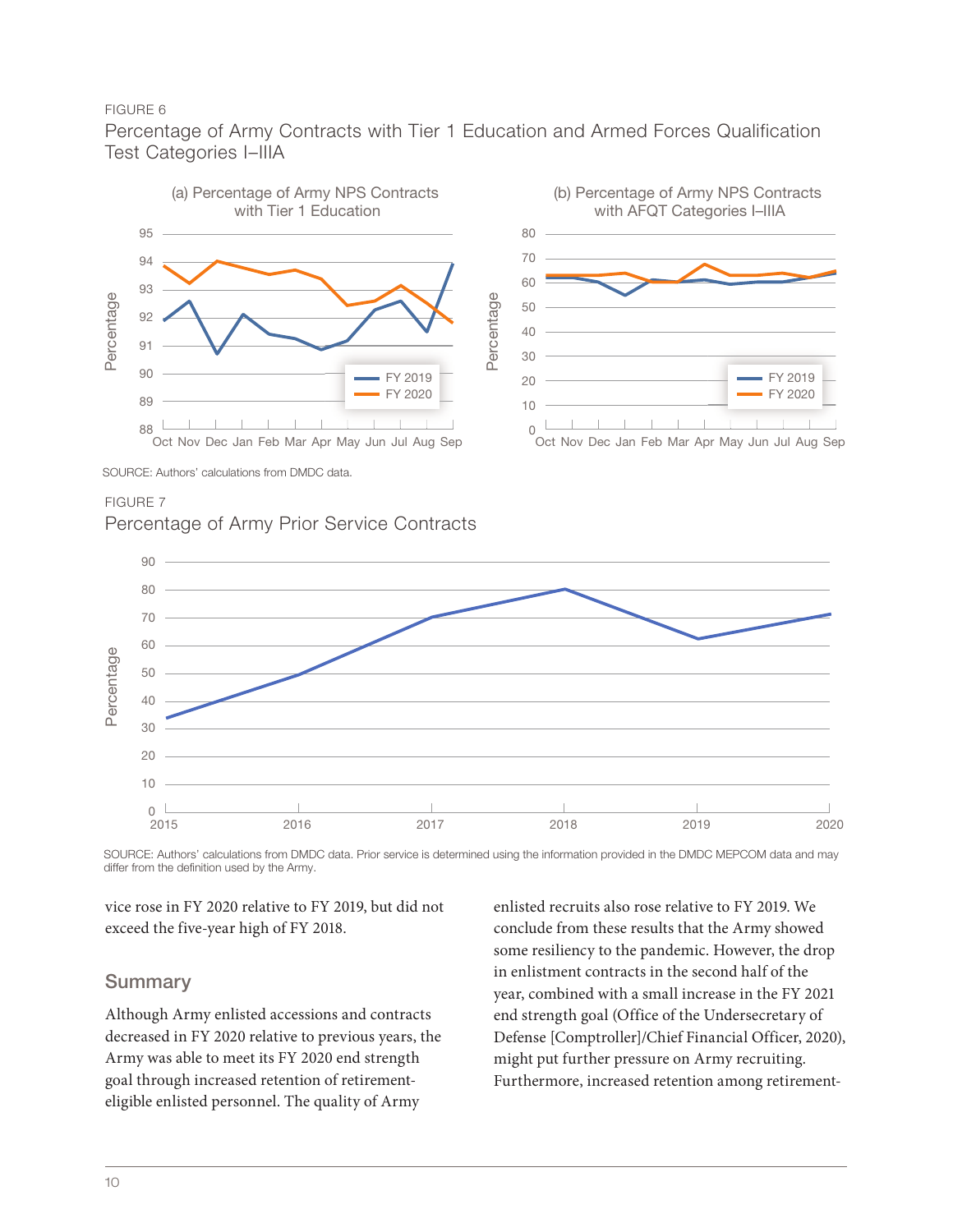FIGURE 6

Percentage of Army Contracts with Tier 1 Education and Armed Forces Qualification Test Categories I–IIIA

SOURCE: Authors' calculations from DMDC data.

FIGURE 7

Percentage of Army Prior Service Contracts

SOURCE: Authors' calculations from DMDC data. Prior service is determined using the information provided in the DMDC MEPCOM data and may differ from the definition used by the Army.

vice rose in FY 2020 relative to FY 2019, but did not exceed the five-year high of FY 2018.

## Summary

Although Army enlisted accessions and contracts decreased in FY 2020 relative to previous years, the Army was able to meet its FY 2020 end strength goal through increased retention of retirement-eligible enlisted personnel. The quality of Army enlisted recruits also rose relative to FY 2019. We conclude from these results that the Army showed some resiliency to the pandemic. However, the drop in enlistment contracts in the second half of the year, combined with a small increase in the FY 2021 end strength goal (Office of the Undersecretary of Defense [Comptroller]/Chief Financial Officer, 2020), might put further pressure on Army recruiting. Furthermore, increased retention among retirement-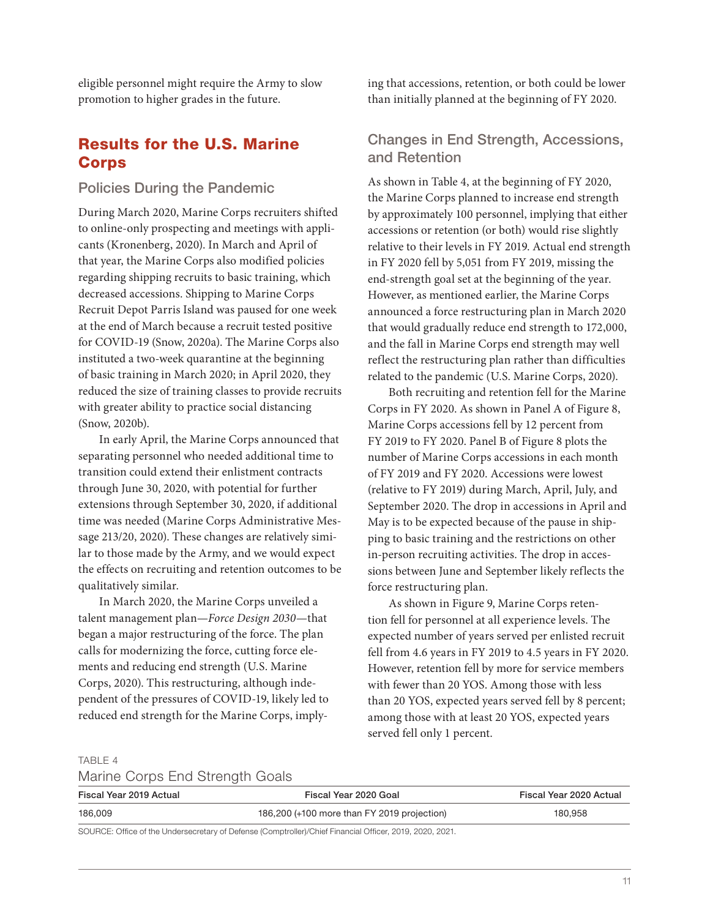eligible personnel might require the Army to slow promotion to higher grades in the future.

## Results for the U.S. Marine Corps

### Policies During the Pandemic

During March 2020, Marine Corps recruiters shifted to online-only prospecting and meetings with applicants (Kronenberg, 2020). In March and April of that year, the Marine Corps also modified policies regarding shipping recruits to basic training, which decreased accessions. Shipping to Marine Corps Recruit Depot Parris Island was paused for one week at the end of March because a recruit tested positive for COVID-19 (Snow, 2020a). The Marine Corps also instituted a two-week quarantine at the beginning of basic training in March 2020; in April 2020, they reduced the size of training classes to provide recruits with greater ability to practice social distancing (Snow, 2020b).

In early April, the Marine Corps announced that separating personnel who needed additional time to transition could extend their enlistment contracts through June 30, 2020, with potential for further extensions through September 30, 2020, if additional time was needed (Marine Corps Administrative Message 213/20, 2020). These changes are relatively similar to those made by the Army, and we would expect the effects on recruiting and retention outcomes to be qualitatively similar.

In March 2020, the Marine Corps unveiled a talent management plan—*Force Design 2030*—that began a major restructuring of the force. The plan calls for modernizing the force, cutting force elements and reducing end strength (U.S. Marine Corps, 2020). This restructuring, although independent of the pressures of COVID-19, likely led to reduced end strength for the Marine Corps, implying that accessions, retention, or both could be lower than initially planned at the beginning of FY 2020.

### Changes in End Strength, Accessions, and Retention

As shown in Table 4, at the beginning of FY 2020, the Marine Corps planned to increase end strength by approximately 100 personnel, implying that either accessions or retention (or both) would rise slightly relative to their levels in FY 2019. Actual end strength in FY 2020 fell by 5,051 from FY 2019, missing the end-strength goal set at the beginning of the year. However, as mentioned earlier, the Marine Corps announced a force restructuring plan in March 2020 that would gradually reduce end strength to 172,000, and the fall in Marine Corps end strength may well reflect the restructuring plan rather than difficulties related to the pandemic (U.S. Marine Corps, 2020).

Both recruiting and retention fell for the Marine Corps in FY 2020. As shown in Panel A of Figure 8, Marine Corps accessions fell by 12 percent from FY 2019 to FY 2020. Panel B of Figure 8 plots the number of Marine Corps accessions in each month of FY 2019 and FY 2020. Accessions were lowest (relative to FY 2019) during March, April, July, and September 2020. The drop in accessions in April and May is to be expected because of the pause in shipping to basic training and the restrictions on other in-person recruiting activities. The drop in accessions between June and September likely reflects the force restructuring plan.

As shown in Figure 9, Marine Corps retention fell for personnel at all experience levels. The expected number of years served per enlisted recruit fell from 4.6 years in FY 2019 to 4.5 years in FY 2020. However, retention fell by more for service members with fewer than 20 YOS. Among those with less than 20 YOS, expected years served fell by 8 percent; among those with at least 20 YOS, expected years served fell only 1 percent.

TABLE 4
Marine Corps End Strength Goals

| Fiscal Year 2019 Actual | Fiscal Year 2020 Goal | Fiscal Year 2020 Actual |
|---|---|---|
| 186,009 | 186,200 (+100 more than FY 2019 projection) | 180,958 |

SOURCE: Office of the Undersecretary of Defense (Comptroller)/Chief Financial Officer, 2019, 2020, 2021.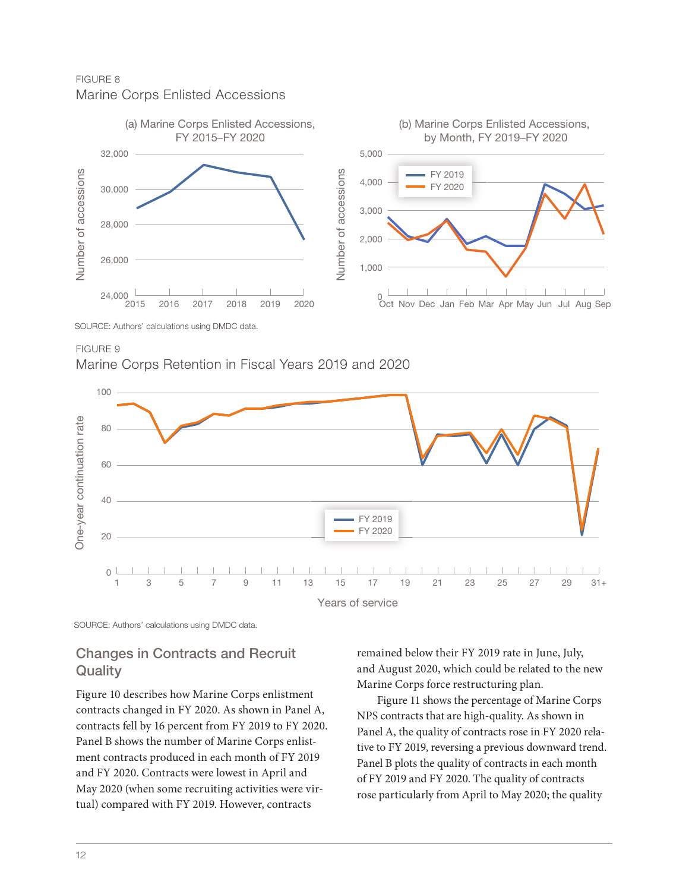FIGURE 8

Marine Corps Enlisted Accessions

SOURCE: Authors' calculations using DMDC data.

FIGURE 9

Marine Corps Retention in Fiscal Years 2019 and 2020

SOURCE: Authors' calculations using DMDC data.

## Changes in Contracts and Recruit Quality

Figure 10 describes how Marine Corps enlistment contracts changed in FY 2020. As shown in Panel A, contracts fell by 16 percent from FY 2019 to FY 2020. Panel B shows the number of Marine Corps enlistment contracts produced in each month of FY 2019 and FY 2020. Contracts were lowest in April and May 2020 (when some recruiting activities were virtual) compared with FY 2019. However, contracts remained below their FY 2019 rate in June, July, and August 2020, which could be related to the new Marine Corps force restructuring plan.

Figure 11 shows the percentage of Marine Corps NPS contracts that are high-quality. As shown in Panel A, the quality of contracts rose in FY 2020 relative to FY 2019, reversing a previous downward trend. Panel B plots the quality of contracts in each month of FY 2019 and FY 2020. The quality of contracts rose particularly from April to May 2020; the quality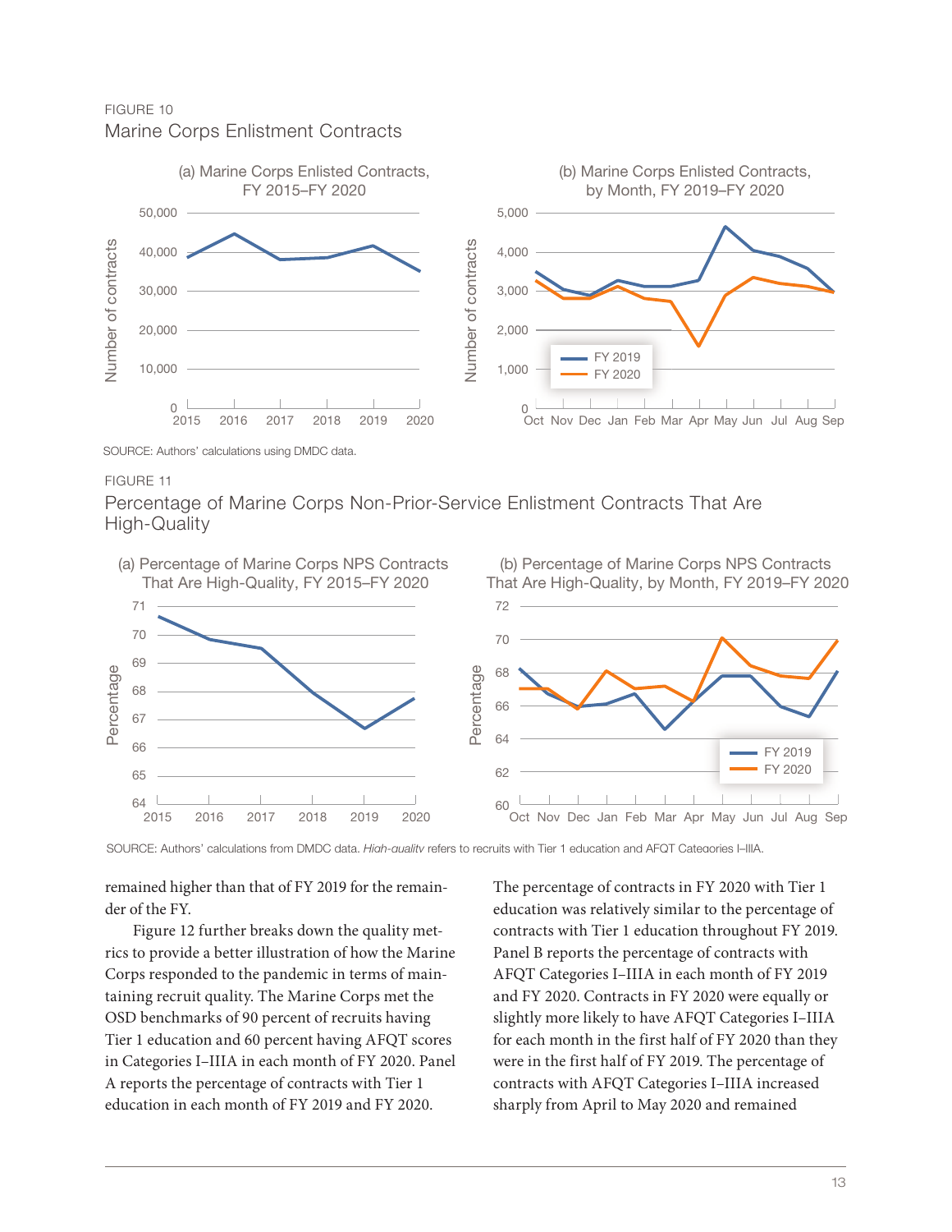FIGURE 10

Marine Corps Enlistment Contracts

(a) Marine Corps Enlisted Contracts, FY 2015–FY 2020

(b) Marine Corps Enlisted Contracts, by Month, FY 2019–FY 2020

SOURCE: Authors' calculations using DMDC data.

FIGURE 11

Percentage of Marine Corps Non-Prior-Service Enlistment Contracts That Are High-Quality

(a) Percentage of Marine Corps NPS Contracts That Are High-Quality, FY 2015–FY 2020

(b) Percentage of Marine Corps NPS Contracts That Are High-Quality, by Month, FY 2019–FY 2020

SOURCE: Authors' calculations from DMDC data. *High-quality* refers to recruits with Tier 1 education and AFQT Categories I–IIIA.

remained higher than that of FY 2019 for the remainder of the FY.

Figure 12 further breaks down the quality metrics to provide a better illustration of how the Marine Corps responded to the pandemic in terms of maintaining recruit quality. The Marine Corps met the OSD benchmarks of 90 percent of recruits having Tier 1 education and 60 percent having AFQT scores in Categories I–IIIA in each month of FY 2020. Panel A reports the percentage of contracts with Tier 1 education in each month of FY 2019 and FY 2020.

The percentage of contracts in FY 2020 with Tier 1 education was relatively similar to the percentage of contracts with Tier 1 education throughout FY 2019. Panel B reports the percentage of contracts with AFQT Categories I–IIIA in each month of FY 2019 and FY 2020. Contracts in FY 2020 were equally or slightly more likely to have AFQT Categories I–IIIA for each month in the first half of FY 2020 than they were in the first half of FY 2019. The percentage of contracts with AFQT Categories I–IIIA increased sharply from April to May 2020 and remained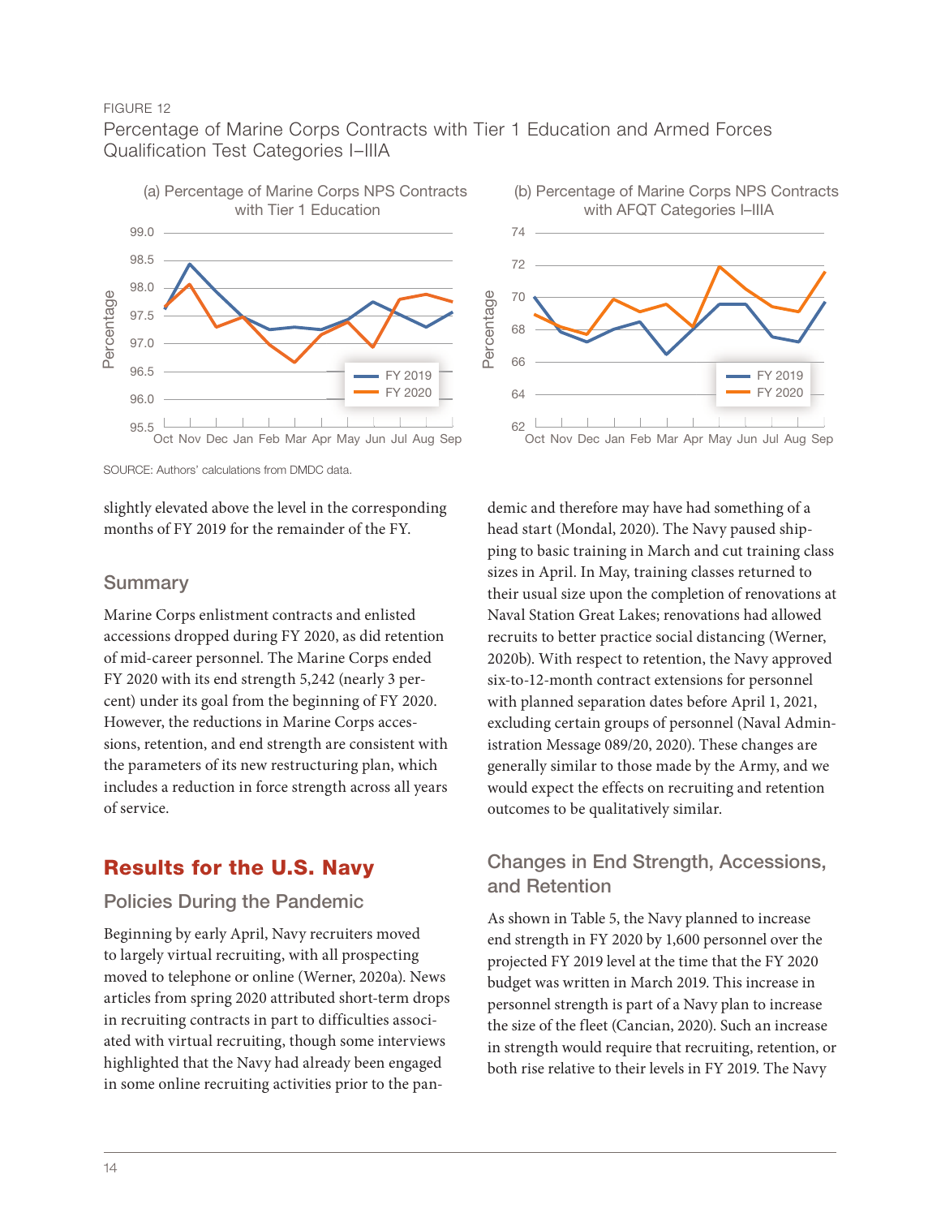FIGURE 12

Percentage of Marine Corps Contracts with Tier 1 Education and Armed Forces Qualification Test Categories I–IIIA

(a) Percentage of Marine Corps NPS Contracts with Tier 1 Education

(b) Percentage of Marine Corps NPS Contracts with AFQT Categories I–IIIA

SOURCE: Authors' calculations from DMDC data.

slightly elevated above the level in the corresponding months of FY 2019 for the remainder of the FY.

### Summary

Marine Corps enlistment contracts and enlisted accessions dropped during FY 2020, as did retention of mid-career personnel. The Marine Corps ended FY 2020 with its end strength 5,242 (nearly 3 percent) under its goal from the beginning of FY 2020. However, the reductions in Marine Corps accessions, retention, and end strength are consistent with the parameters of its new restructuring plan, which includes a reduction in force strength across all years of service.

## Results for the U.S. Navy

### Policies During the Pandemic

Beginning by early April, Navy recruiters moved to largely virtual recruiting, with all prospecting moved to telephone or online (Werner, 2020a). News articles from spring 2020 attributed short-term drops in recruiting contracts in part to difficulties associated with virtual recruiting, though some interviews highlighted that the Navy had already been engaged in some online recruiting activities prior to the pandemic and therefore may have had something of a head start (Mondal, 2020). The Navy paused shipping to basic training in March and cut training class sizes in April. In May, training classes returned to their usual size upon the completion of renovations at Naval Station Great Lakes; renovations had allowed recruits to better practice social distancing (Werner, 2020b). With respect to retention, the Navy approved six-to-12-month contract extensions for personnel with planned separation dates before April 1, 2021, excluding certain groups of personnel (Naval Administration Message 089/20, 2020). These changes are generally similar to those made by the Army, and we would expect the effects on recruiting and retention outcomes to be qualitatively similar.

### Changes in End Strength, Accessions, and Retention

As shown in Table 5, the Navy planned to increase end strength in FY 2020 by 1,600 personnel over the projected FY 2019 level at the time that the FY 2020 budget was written in March 2019. This increase in personnel strength is part of a Navy plan to increase the size of the fleet (Cancian, 2020). Such an increase in strength would require that recruiting, retention, or both rise relative to their levels in FY 2019. The Navy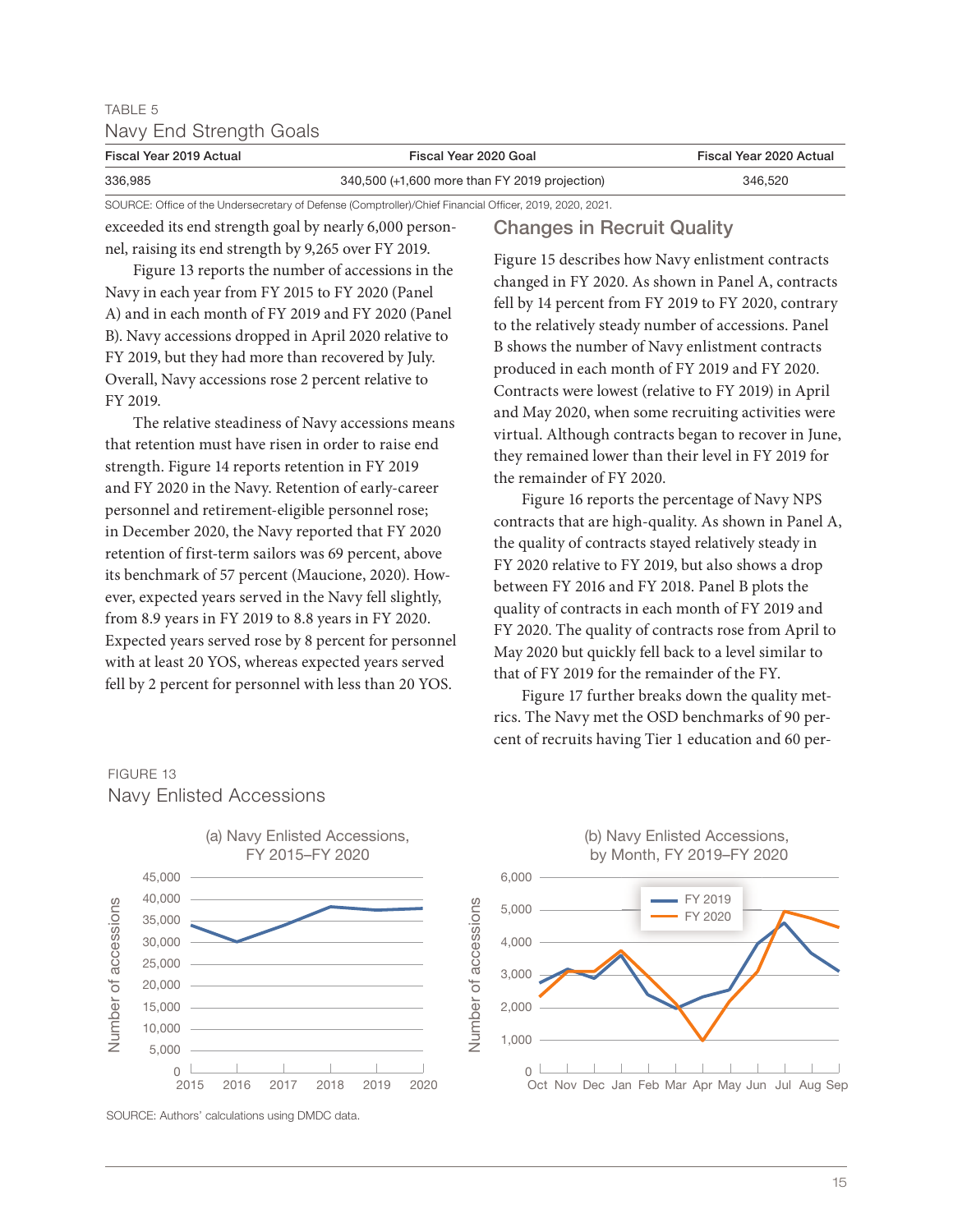TABLE 5

Navy End Strength Goals

| Fiscal Year 2019 Actual | Fiscal Year 2020 Goal | Fiscal Year 2020 Actual |
| --- | --- | --- |
| 336,985 | 340,500 (+1,600 more than FY 2019 projection) | 346,520 |

SOURCE: Office of the Undersecretary of Defense (Comptroller)/Chief Financial Officer, 2019, 2020, 2021.

exceeded its end strength goal by nearly 6,000 personnel, raising its end strength by 9,265 over FY 2019.

Figure 13 reports the number of accessions in the Navy in each year from FY 2015 to FY 2020 (Panel A) and in each month of FY 2019 and FY 2020 (Panel B). Navy accessions dropped in April 2020 relative to FY 2019, but they had more than recovered by July. Overall, Navy accessions rose 2 percent relative to FY 2019.

The relative steadiness of Navy accessions means that retention must have risen in order to raise end strength. Figure 14 reports retention in FY 2019 and FY 2020 in the Navy. Retention of early-career personnel and retirement-eligible personnel rose; in December 2020, the Navy reported that FY 2020 retention of first-term sailors was 69 percent, above its benchmark of 57 percent (Maucione, 2020). However, expected years served in the Navy fell slightly, from 8.9 years in FY 2019 to 8.8 years in FY 2020. Expected years served rose by 8 percent for personnel with at least 20 YOS, whereas expected years served fell by 2 percent for personnel with less than 20 YOS.

## Changes in Recruit Quality

Figure 15 describes how Navy enlistment contracts changed in FY 2020. As shown in Panel A, contracts fell by 14 percent from FY 2019 to FY 2020, contrary to the relatively steady number of accessions. Panel B shows the number of Navy enlistment contracts produced in each month of FY 2019 and FY 2020. Contracts were lowest (relative to FY 2019) in April and May 2020, when some recruiting activities were virtual. Although contracts began to recover in June, they remained lower than their level in FY 2019 for the remainder of FY 2020.

Figure 16 reports the percentage of Navy NPS contracts that are high-quality. As shown in Panel A, the quality of contracts stayed relatively steady in FY 2020 relative to FY 2019, but also shows a drop between FY 2016 and FY 2018. Panel B plots the quality of contracts in each month of FY 2019 and FY 2020. The quality of contracts rose from April to May 2020 but quickly fell back to a level similar to that of FY 2019 for the remainder of the FY.

Figure 17 further breaks down the quality metrics. The Navy met the OSD benchmarks of 90 percent of recruits having Tier 1 education and 60 per-

FIGURE 13

Navy Enlisted Accessions

(a) Navy Enlisted Accessions, FY 2015–FY 2020

(b) Navy Enlisted Accessions, by Month, FY 2019–FY 2020

SOURCE: Authors' calculations using DMDC data.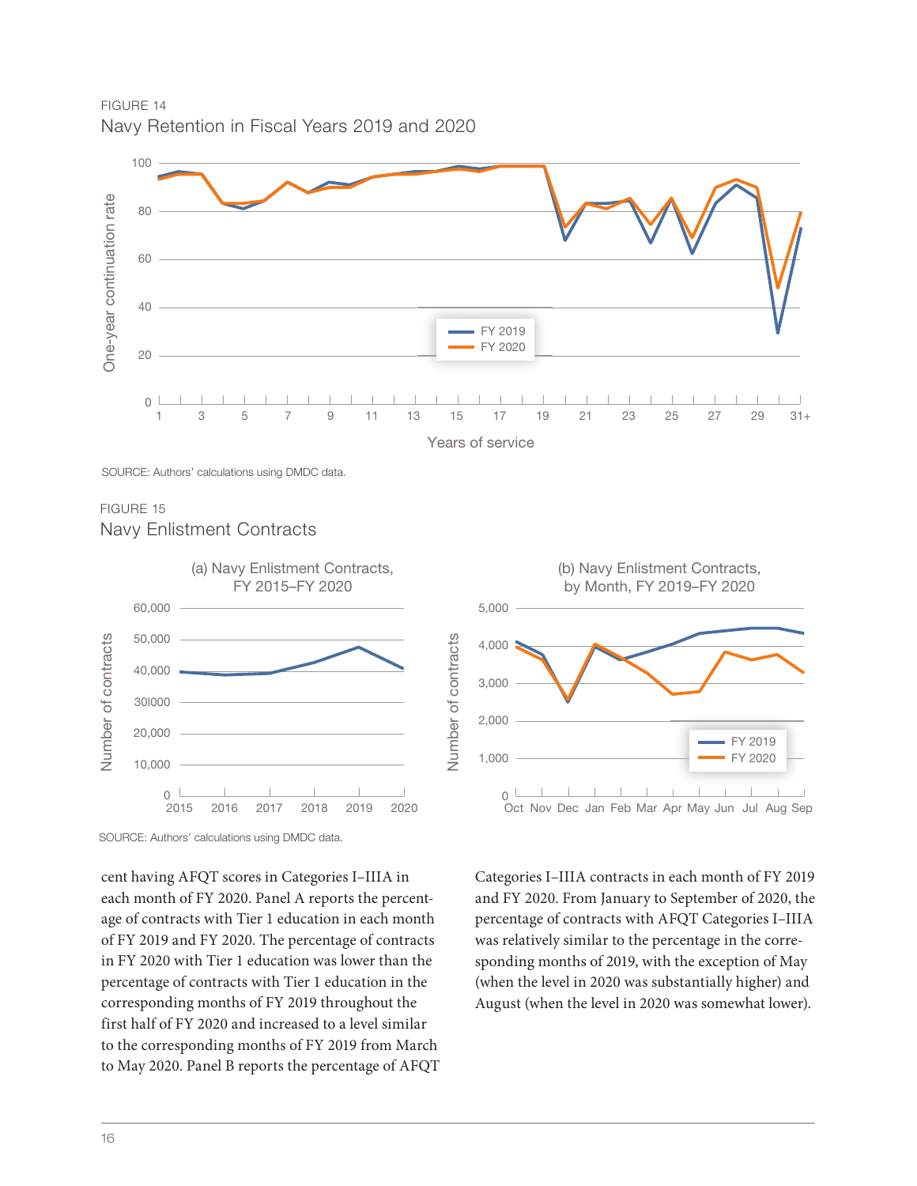FIGURE 14

Navy Retention in Fiscal Years 2019 and 2020

SOURCE: Authors' calculations using DMDC data.

FIGURE 15

Navy Enlistment Contracts

SOURCE: Authors' calculations using DMDC data.

cent having AFQT scores in Categories I–IIIA in each month of FY 2020. Panel A reports the percentage of contracts with Tier 1 education in each month of FY 2019 and FY 2020. The percentage of contracts in FY 2020 with Tier 1 education was lower than the percentage of contracts with Tier 1 education in the corresponding months of FY 2019 throughout the first half of FY 2020 and increased to a level similar to the corresponding months of FY 2019 from March to May 2020. Panel B reports the percentage of AFQT Categories I–IIIA contracts in each month of FY 2019 and FY 2020. From January to September of 2020, the percentage of contracts with AFQT Categories I–IIIA was relatively similar to the percentage in the corresponding months of 2019, with the exception of May (when the level in 2020 was substantially higher) and August (when the level in 2020 was somewhat lower).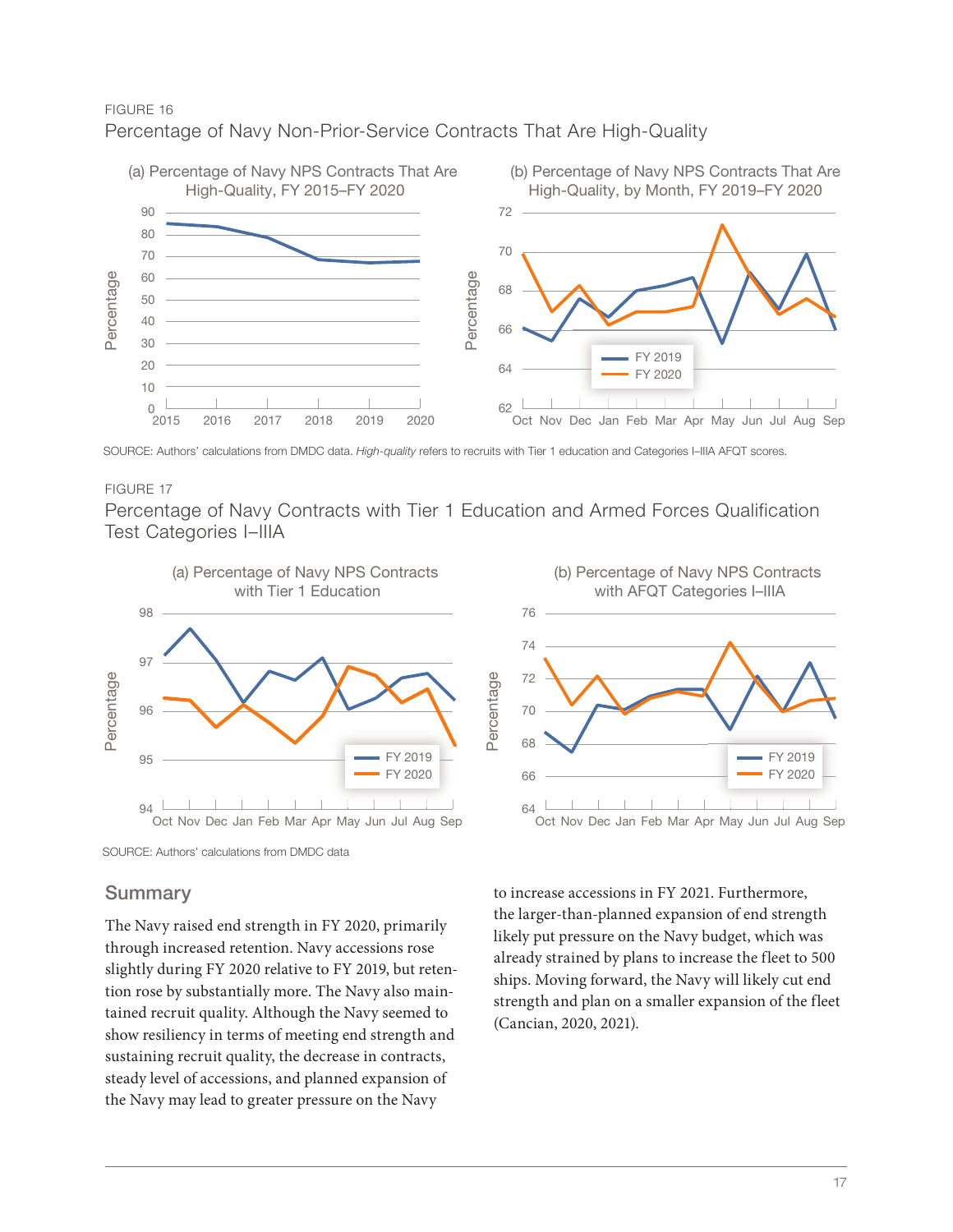FIGURE 16

Percentage of Navy Non-Prior-Service Contracts That Are High-Quality

SOURCE: Authors' calculations from DMDC data. *High-quality* refers to recruits with Tier 1 education and Categories I–IIIA AFQT scores.

FIGURE 17

Percentage of Navy Contracts with Tier 1 Education and Armed Forces Qualification Test Categories I–IIIA

SOURCE: Authors' calculations from DMDC data

## Summary

The Navy raised end strength in FY 2020, primarily through increased retention. Navy accessions rose slightly during FY 2020 relative to FY 2019, but retention rose by substantially more. The Navy also maintained recruit quality. Although the Navy seemed to show resiliency in terms of meeting end strength and sustaining recruit quality, the decrease in contracts, steady level of accessions, and planned expansion of the Navy may lead to greater pressure on the Navy to increase accessions in FY 2021. Furthermore, the larger-than-planned expansion of end strength likely put pressure on the Navy budget, which was already strained by plans to increase the fleet to 500 ships. Moving forward, the Navy will likely cut end strength and plan on a smaller expansion of the fleet (Cancian, 2020, 2021).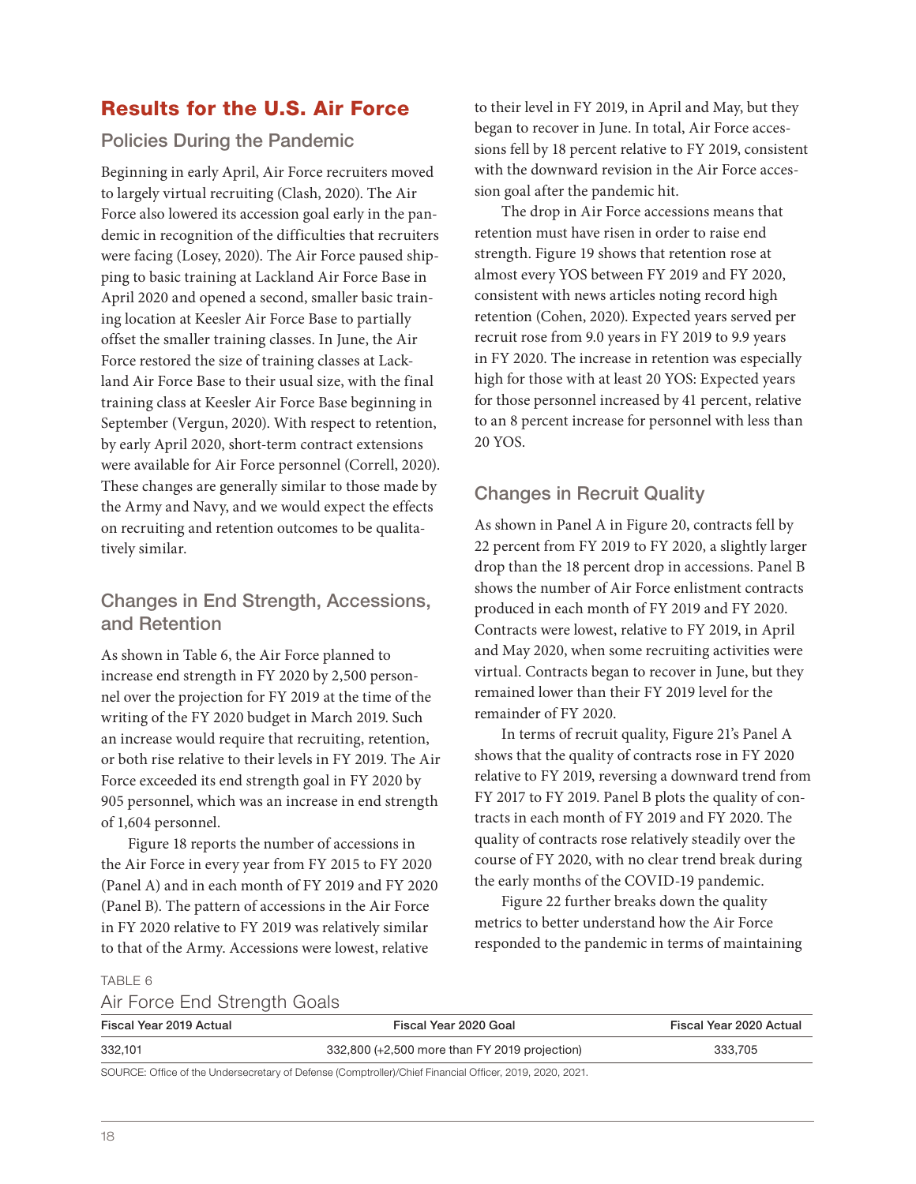## Results for the U.S. Air Force

### Policies During the Pandemic

Beginning in early April, Air Force recruiters moved to largely virtual recruiting (Clash, 2020). The Air Force also lowered its accession goal early in the pandemic in recognition of the difficulties that recruiters were facing (Losey, 2020). The Air Force paused shipping to basic training at Lackland Air Force Base in April 2020 and opened a second, smaller basic training location at Keesler Air Force Base to partially offset the smaller training classes. In June, the Air Force restored the size of training classes at Lackland Air Force Base to their usual size, with the final training class at Keesler Air Force Base beginning in September (Vergun, 2020). With respect to retention, by early April 2020, short-term contract extensions were available for Air Force personnel (Correll, 2020). These changes are generally similar to those made by the Army and Navy, and we would expect the effects on recruiting and retention outcomes to be qualitatively similar.

### Changes in End Strength, Accessions, and Retention

As shown in Table 6, the Air Force planned to increase end strength in FY 2020 by 2,500 personnel over the projection for FY 2019 at the time of the writing of the FY 2020 budget in March 2019. Such an increase would require that recruiting, retention, or both rise relative to their levels in FY 2019. The Air Force exceeded its end strength goal in FY 2020 by 905 personnel, which was an increase in end strength of 1,604 personnel.

Figure 18 reports the number of accessions in the Air Force in every year from FY 2015 to FY 2020 (Panel A) and in each month of FY 2019 and FY 2020 (Panel B). The pattern of accessions in the Air Force in FY 2020 relative to FY 2019 was relatively similar to that of the Army. Accessions were lowest, relative to their level in FY 2019, in April and May, but they began to recover in June. In total, Air Force accessions fell by 18 percent relative to FY 2019, consistent with the downward revision in the Air Force accession goal after the pandemic hit.

The drop in Air Force accessions means that retention must have risen in order to raise end strength. Figure 19 shows that retention rose at almost every YOS between FY 2019 and FY 2020, consistent with news articles noting record high retention (Cohen, 2020). Expected years served per recruit rose from 9.0 years in FY 2019 to 9.9 years in FY 2020. The increase in retention was especially high for those with at least 20 YOS: Expected years for those personnel increased by 41 percent, relative to an 8 percent increase for personnel with less than 20 YOS.

### Changes in Recruit Quality

As shown in Panel A in Figure 20, contracts fell by 22 percent from FY 2019 to FY 2020, a slightly larger drop than the 18 percent drop in accessions. Panel B shows the number of Air Force enlistment contracts produced in each month of FY 2019 and FY 2020. Contracts were lowest, relative to FY 2019, in April and May 2020, when some recruiting activities were virtual. Contracts began to recover in June, but they remained lower than their FY 2019 level for the remainder of FY 2020.

In terms of recruit quality, Figure 21's Panel A shows that the quality of contracts rose in FY 2020 relative to FY 2019, reversing a downward trend from FY 2017 to FY 2019. Panel B plots the quality of contracts in each month of FY 2019 and FY 2020. The quality of contracts rose relatively steadily over the course of FY 2020, with no clear trend break during the early months of the COVID-19 pandemic.

Figure 22 further breaks down the quality metrics to better understand how the Air Force responded to the pandemic in terms of maintaining

TABLE 6

Air Force End Strength Goals

| Fiscal Year 2019 Actual | Fiscal Year 2020 Goal | Fiscal Year 2020 Actual |
|---|---|---|
| 332,101 | 332,800 (+2,500 more than FY 2019 projection) | 333,705 |

SOURCE: Office of the Undersecretary of Defense (Comptroller)/Chief Financial Officer, 2019, 2020, 2021.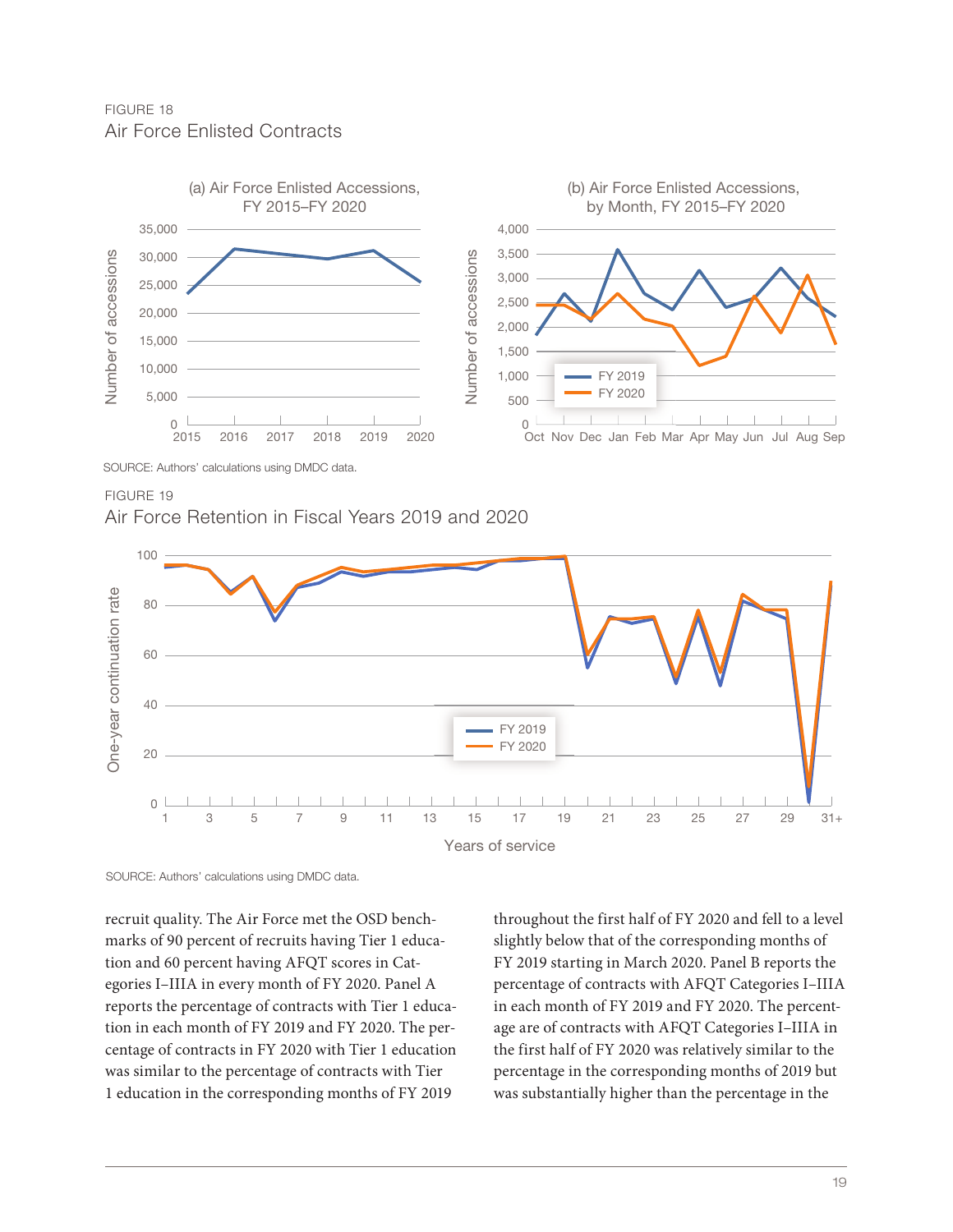FIGURE 18

Air Force Enlisted Contracts

SOURCE: Authors' calculations using DMDC data.

FIGURE 19

Air Force Retention in Fiscal Years 2019 and 2020

SOURCE: Authors' calculations using DMDC data.

recruit quality. The Air Force met the OSD benchmarks of 90 percent of recruits having Tier 1 education and 60 percent having AFQT scores in Categories I–IIIA in every month of FY 2020. Panel A reports the percentage of contracts with Tier 1 education in each month of FY 2019 and FY 2020. The percentage of contracts in FY 2020 with Tier 1 education was similar to the percentage of contracts with Tier 1 education in the corresponding months of FY 2019 throughout the first half of FY 2020 and fell to a level slightly below that of the corresponding months of FY 2019 starting in March 2020. Panel B reports the percentage of contracts with AFQT Categories I–IIIA in each month of FY 2019 and FY 2020. The percentage are of contracts with AFQT Categories I–IIIA in the first half of FY 2020 was relatively similar to the percentage in the corresponding months of 2019 but was substantially higher than the percentage in the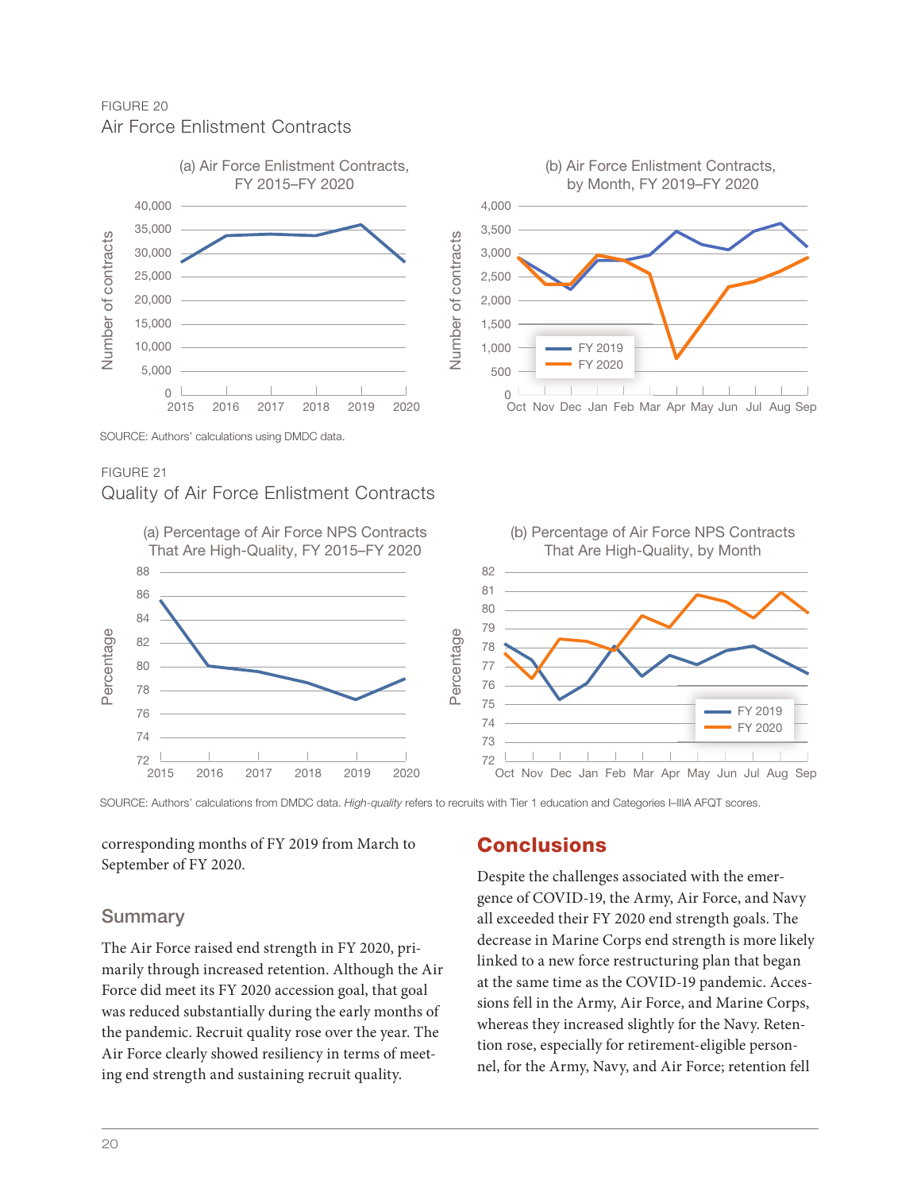FIGURE 20
Air Force Enlistment Contracts

SOURCE: Authors' calculations using DMDC data.

FIGURE 21
Quality of Air Force Enlistment Contracts

SOURCE: Authors' calculations from DMDC data. *High-quality* refers to recruits with Tier 1 education and Categories I–IIIA AFQT scores.

corresponding months of FY 2019 from March to September of FY 2020.

## Summary

The Air Force raised end strength in FY 2020, primarily through increased retention. Although the Air Force did meet its FY 2020 accession goal, that goal was reduced substantially during the early months of the pandemic. Recruit quality rose over the year. The Air Force clearly showed resiliency in terms of meeting end strength and sustaining recruit quality.

## Conclusions

Despite the challenges associated with the emergence of COVID-19, the Army, Air Force, and Navy all exceeded their FY 2020 end strength goals. The decrease in Marine Corps end strength is more likely linked to a new force restructuring plan that began at the same time as the COVID-19 pandemic. Accessions fell in the Army, Air Force, and Marine Corps, whereas they increased slightly for the Navy. Retention rose, especially for retirement-eligible personnel, for the Army, Navy, and Air Force; retention fell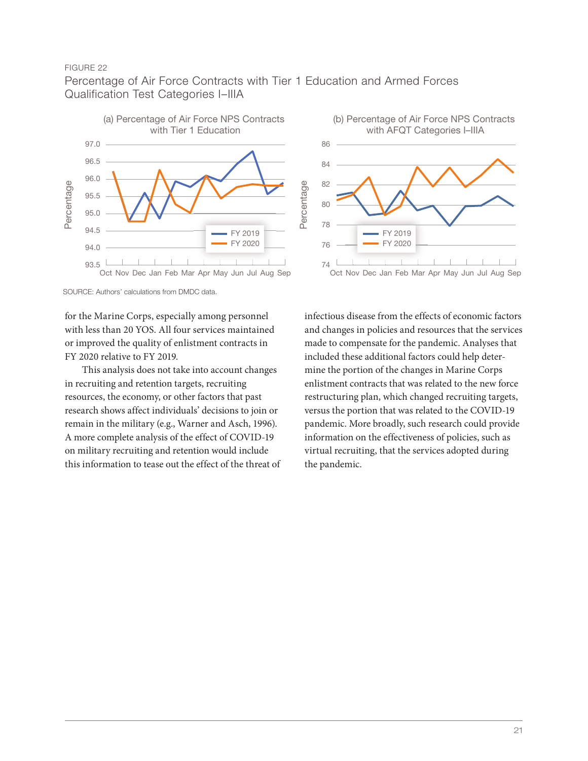FIGURE 22

Percentage of Air Force Contracts with Tier 1 Education and Armed Forces Qualification Test Categories I–IIIA

(a) Percentage of Air Force NPS Contracts with Tier 1 Education

(b) Percentage of Air Force NPS Contracts with AFQT Categories I–IIIA

SOURCE: Authors' calculations from DMDC data.

for the Marine Corps, especially among personnel with less than 20 YOS. All four services maintained or improved the quality of enlistment contracts in FY 2020 relative to FY 2019.

This analysis does not take into account changes in recruiting and retention targets, recruiting resources, the economy, or other factors that past research shows affect individuals' decisions to join or remain in the military (e.g., Warner and Asch, 1996). A more complete analysis of the effect of COVID-19 on military recruiting and retention would include this information to tease out the effect of the threat of infectious disease from the effects of economic factors and changes in policies and resources that the services made to compensate for the pandemic. Analyses that included these additional factors could help determine the portion of the changes in Marine Corps enlistment contracts that was related to the new force restructuring plan, which changed recruiting targets, versus the portion that was related to the COVID-19 pandemic. More broadly, such research could provide information on the effectiveness of policies, such as virtual recruiting, that the services adopted during the pandemic.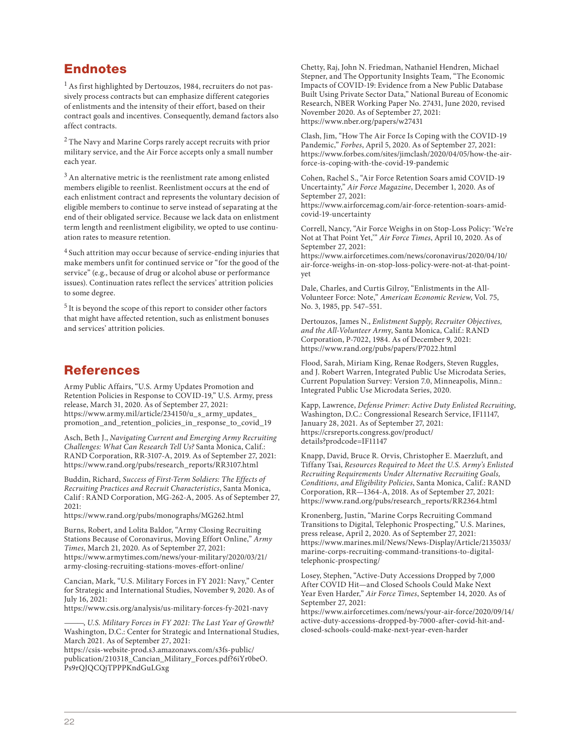## Endnotes

[1] As first highlighted by Dertouzos, 1984, recruiters do not passively process contracts but can emphasize different categories of enlistments and the intensity of their effort, based on their contract goals and incentives. Consequently, demand factors also affect contracts.

[2] The Navy and Marine Corps rarely accept recruits with prior military service, and the Air Force accepts only a small number each year.

[3] An alternative metric is the reenlistment rate among enlisted members eligible to reenlist. Reenlistment occurs at the end of each enlistment contract and represents the voluntary decision of eligible members to continue to serve instead of separating at the end of their obligated service. Because we lack data on enlistment term length and reenlistment eligibility, we opted to use continuation rates to measure retention.

[4] Such attrition may occur because of service-ending injuries that make members unfit for continued service or "for the good of the service" (e.g., because of drug or alcohol abuse or performance issues). Continuation rates reflect the services' attrition policies to some degree.

[5] It is beyond the scope of this report to consider other factors that might have affected retention, such as enlistment bonuses and services' attrition policies.

## References

Army Public Affairs, "U.S. Army Updates Promotion and Retention Policies in Response to COVID-19," U.S. Army, press release, March 31, 2020. As of September 27, 2021: https://www.army.mil/article/234150/u_s_army_updates_promotion_and_retention_policies_in_response_to_covid_19

Asch, Beth J., *Navigating Current and Emerging Army Recruiting Challenges: What Can Research Tell Us?* Santa Monica, Calif.: RAND Corporation, RR-3107-A, 2019. As of September 27, 2021: https://www.rand.org/pubs/research_reports/RR3107.html

Buddin, Richard, *Success of First-Term Soldiers: The Effects of Recruiting Practices and Recruit Characteristics*, Santa Monica, Calif : RAND Corporation, MG-262-A, 2005. As of September 27, 2021:
https://www.rand.org/pubs/monographs/MG262.html

Burns, Robert, and Lolita Baldor, "Army Closing Recruiting Stations Because of Coronavirus, Moving Effort Online," *Army Times*, March 21, 2020. As of September 27, 2021: https://www.armytimes.com/news/your-military/2020/03/21/army-closing-recruiting-stations-moves-effort-online/

Cancian, Mark, "U.S. Military Forces in FY 2021: Navy," Center for Strategic and International Studies, November 9, 2020. As of July 16, 2021:
https://www.csis.org/analysis/us-military-forces-fy-2021-navy

———, *U.S. Military Forces in FY 2021: The Last Year of Growth?* Washington, D.C.: Center for Strategic and International Studies, March 2021. As of September 27, 2021:
https://csis-website-prod.s3.amazonaws.com/s3fs-public/publication/210318_Cancian_Military_Forces.pdf?6iYr0beO.Ps9rQJQCQjTPPPKndGuLGxg

Chetty, Raj, John N. Friedman, Nathaniel Hendren, Michael Stepner, and The Opportunity Insights Team, "The Economic Impacts of COVID-19: Evidence from a New Public Database Built Using Private Sector Data," National Bureau of Economic Research, NBER Working Paper No. 27431, June 2020, revised November 2020. As of September 27, 2021:
https://www.nber.org/papers/w27431

Clash, Jim, "How The Air Force Is Coping with the COVID-19 Pandemic," *Forbes*, April 5, 2020. As of September 27, 2021: https://www.forbes.com/sites/jimclash/2020/04/05/how-the-air-force-is-coping-with-the-covid-19-pandemic

Cohen, Rachel S., "Air Force Retention Soars amid COVID-19 Uncertainty," *Air Force Magazine*, December 1, 2020. As of September 27, 2021:
https://www.airforcemag.com/air-force-retention-soars-amid-covid-19-uncertainty

Correll, Nancy, "Air Force Weighs in on Stop-Loss Policy: 'We're Not at That Point Yet,'" *Air Force Times*, April 10, 2020. As of September 27, 2021:
https://www.airforcetimes.com/news/coronavirus/2020/04/10/air-force-weighs-in-on-stop-loss-policy-were-not-at-that-point-yet

Dale, Charles, and Curtis Gilroy, "Enlistments in the All-Volunteer Force: Note," *American Economic Review*, Vol. 75, No. 3, 1985, pp. 547–551.

Dertouzos, James N., *Enlistment Supply, Recruiter Objectives, and the All-Volunteer Army*, Santa Monica, Calif.: RAND Corporation, P-7022, 1984. As of December 9, 2021: https://www.rand.org/pubs/papers/P7022.html

Flood, Sarah, Miriam King, Renae Rodgers, Steven Ruggles, and J. Robert Warren, Integrated Public Use Microdata Series, Current Population Survey: Version 7.0, Minneapolis, Minn.: Integrated Public Use Microdata Series, 2020.

Kapp, Lawrence, *Defense Primer: Active Duty Enlisted Recruiting*, Washington, D.C.: Congressional Research Service, IF11147, January 28, 2021. As of September 27, 2021:
https://crsreports.congress.gov/product/details?prodcode=IF11147

Knapp, David, Bruce R. Orvis, Christopher E. Maerzluft, and Tiffany Tsai, *Resources Required to Meet the U.S. Army's Enlisted Recruiting Requirements Under Alternative Recruiting Goals, Conditions, and Eligibility Policies*, Santa Monica, Calif.: RAND Corporation, RR—1364-A, 2018. As of September 27, 2021: https://www.rand.org/pubs/research_reports/RR2364.html

Kronenberg, Justin, "Marine Corps Recruiting Command Transitions to Digital, Telephonic Prospecting," U.S. Marines, press release, April 2, 2020. As of September 27, 2021: https://www.marines.mil/News/News-Display/Article/2135033/marine-corps-recruiting-command-transitions-to-digital-telephonic-prospecting/

Losey, Stephen, "Active-Duty Accessions Dropped by 7,000 After COVID Hit—and Closed Schools Could Make Next Year Even Harder," *Air Force Times*, September 14, 2020. As of September 27, 2021:
https://www.airforcetimes.com/news/your-air-force/2020/09/14/active-duty-accessions-dropped-by-7000-after-covid-hit-and-closed-schools-could-make-next-year-even-harder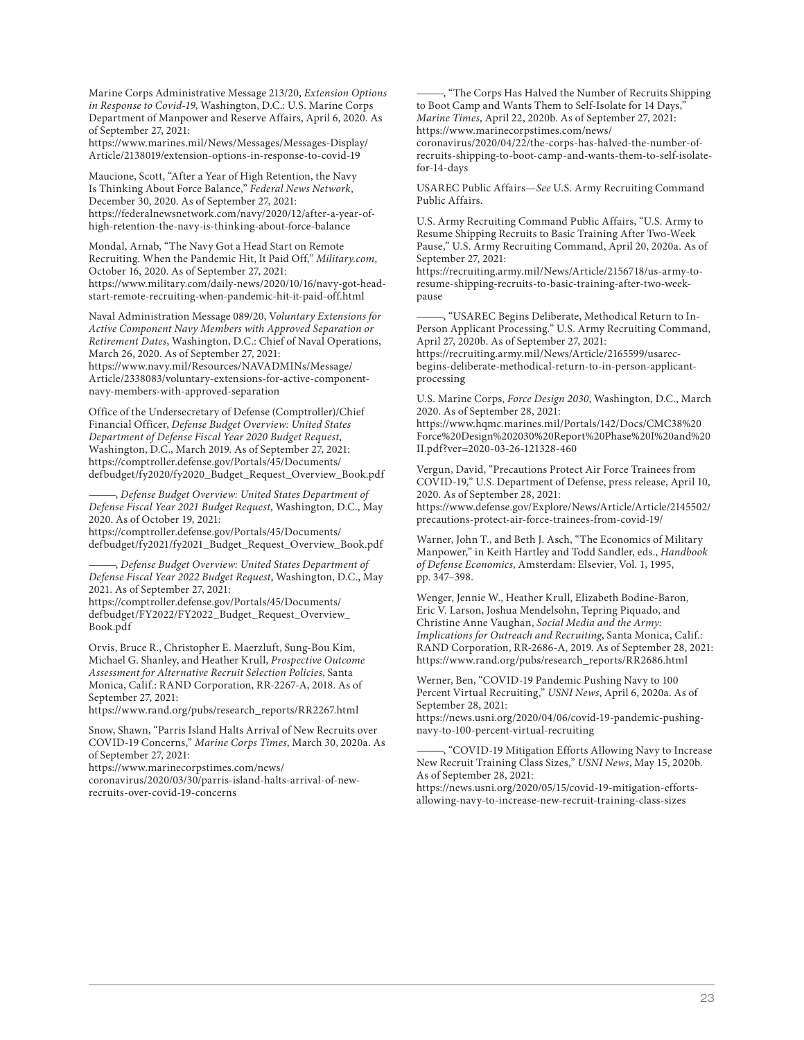Marine Corps Administrative Message 213/20, *Extension Options in Response to Covid-19*, Washington, D.C.: U.S. Marine Corps Department of Manpower and Reserve Affairs, April 6, 2020. As of September 27, 2021: https://www.marines.mil/News/Messages/Messages-Display/Article/2138019/extension-options-in-response-to-covid-19

Maucione, Scott, "After a Year of High Retention, the Navy Is Thinking About Force Balance," *Federal News Network*, December 30, 2020. As of September 27, 2021: https://federalnewsnetwork.com/navy/2020/12/after-a-year-of-high-retention-the-navy-is-thinking-about-force-balance

Mondal, Arnab, "The Navy Got a Head Start on Remote Recruiting. When the Pandemic Hit, It Paid Off," *Military.com*, October 16, 2020. As of September 27, 2021: https://www.military.com/daily-news/2020/10/16/navy-got-head-start-remote-recruiting-when-pandemic-hit-it-paid-off.html

Naval Administration Message 089/20, V*oluntary Extensions for Active Component Navy Members with Approved Separation or Retirement Dates*, Washington, D.C.: Chief of Naval Operations, March 26, 2020. As of September 27, 2021: https://www.navy.mil/Resources/NAVADMINs/Message/Article/2338083/voluntary-extensions-for-active-component-navy-members-with-approved-separation

Office of the Undersecretary of Defense (Comptroller)/Chief Financial Officer, *Defense Budget Overview: United States Department of Defense Fiscal Year 2020 Budget Request*, Washington, D.C., March 2019. As of September 27, 2021: https://comptroller.defense.gov/Portals/45/Documents/defbudget/fy2020/fy2020_Budget_Request_Overview_Book.pdf

———, *Defense Budget Overview: United States Department of Defense Fiscal Year 2021 Budget Request*, Washington, D.C., May 2020. As of October 19, 2021: https://comptroller.defense.gov/Portals/45/Documents/defbudget/fy2021/fy2021_Budget_Request_Overview_Book.pdf

———, *Defense Budget Overview: United States Department of Defense Fiscal Year 2022 Budget Request*, Washington, D.C., May 2021. As of September 27, 2021: https://comptroller.defense.gov/Portals/45/Documents/defbudget/FY2022/FY2022_Budget_Request_Overview_Book.pdf

Orvis, Bruce R., Christopher E. Maerzluft, Sung-Bou Kim, Michael G. Shanley, and Heather Krull, *Prospective Outcome Assessment for Alternative Recruit Selection Policies*, Santa Monica, Calif.: RAND Corporation, RR-2267-A, 2018. As of September 27, 2021: https://www.rand.org/pubs/research_reports/RR2267.html

Snow, Shawn, "Parris Island Halts Arrival of New Recruits over COVID-19 Concerns," *Marine Corps Times*, March 30, 2020a. As of September 27, 2021: https://www.marinecorpstimes.com/news/coronavirus/2020/03/30/parris-island-halts-arrival-of-new-recruits-over-covid-19-concerns

———, "The Corps Has Halved the Number of Recruits Shipping to Boot Camp and Wants Them to Self-Isolate for 14 Days," *Marine Times*, April 22, 2020b. As of September 27, 2021: https://www.marinecorpstimes.com/news/coronavirus/2020/04/22/the-corps-has-halved-the-number-of-recruits-shipping-to-boot-camp-and-wants-them-to-self-isolate-for-14-days

USAREC Public Affairs—*See* U.S. Army Recruiting Command Public Affairs.

U.S. Army Recruiting Command Public Affairs, "U.S. Army to Resume Shipping Recruits to Basic Training After Two-Week Pause," U.S. Army Recruiting Command, April 20, 2020a. As of September 27, 2021: https://recruiting.army.mil/News/Article/2156718/us-army-to-resume-shipping-recruits-to-basic-training-after-two-week-pause

———, "USAREC Begins Deliberate, Methodical Return to In-Person Applicant Processing." U.S. Army Recruiting Command, April 27, 2020b. As of September 27, 2021: https://recruiting.army.mil/News/Article/2165599/usarec-begins-deliberate-methodical-return-to-in-person-applicant-processing

U.S. Marine Corps, *Force Design 2030*, Washington, D.C., March 2020. As of September 28, 2021: https://www.hqmc.marines.mil/Portals/142/Docs/CMC38%20Force%20Design%202030%20Report%20Phase%20I%20and%20II.pdf?ver=2020-03-26-121328-460

Vergun, David, "Precautions Protect Air Force Trainees from COVID-19," U.S. Department of Defense, press release, April 10, 2020. As of September 28, 2021: https://www.defense.gov/Explore/News/Article/Article/2145502/precautions-protect-air-force-trainees-from-covid-19/

Warner, John T., and Beth J. Asch, "The Economics of Military Manpower," in Keith Hartley and Todd Sandler, eds., *Handbook of Defense Economics*, Amsterdam: Elsevier, Vol. 1, 1995, pp. 347–398.

Wenger, Jennie W., Heather Krull, Elizabeth Bodine-Baron, Eric V. Larson, Joshua Mendelsohn, Tepring Piquado, and Christine Anne Vaughan, *Social Media and the Army: Implications for Outreach and Recruiting*, Santa Monica, Calif.: RAND Corporation, RR-2686-A, 2019. As of September 28, 2021: https://www.rand.org/pubs/research_reports/RR2686.html

Werner, Ben, "COVID-19 Pandemic Pushing Navy to 100 Percent Virtual Recruiting," *USNI News*, April 6, 2020a. As of September 28, 2021: https://news.usni.org/2020/04/06/covid-19-pandemic-pushing-navy-to-100-percent-virtual-recruiting

———, "COVID-19 Mitigation Efforts Allowing Navy to Increase New Recruit Training Class Sizes," *USNI News*, May 15, 2020b. As of September 28, 2021: https://news.usni.org/2020/05/15/covid-19-mitigation-efforts-allowing-navy-to-increase-new-recruit-training-class-sizes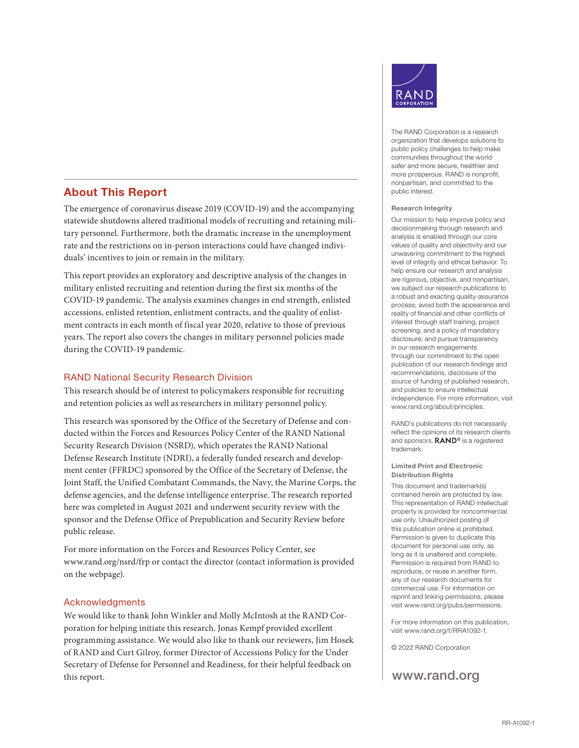## About This Report

The emergence of coronavirus disease 2019 (COVID-19) and the accompanying statewide shutdowns altered traditional models of recruiting and retaining military personnel. Furthermore, both the dramatic increase in the unemployment rate and the restrictions on in-person interactions could have changed individuals' incentives to join or remain in the military.

This report provides an exploratory and descriptive analysis of the changes in military enlisted recruiting and retention during the first six months of the COVID-19 pandemic. The analysis examines changes in end strength, enlisted accessions, enlisted retention, enlistment contracts, and the quality of enlistment contracts in each month of fiscal year 2020, relative to those of previous years. The report also covers the changes in military personnel policies made during the COVID-19 pandemic.

### RAND National Security Research Division

This research should be of interest to policymakers responsible for recruiting and retention policies as well as researchers in military personnel policy.

This research was sponsored by the Office of the Secretary of Defense and conducted within the Forces and Resources Policy Center of the RAND National Security Research Division (NSRD), which operates the RAND National Defense Research Institute (NDRI), a federally funded research and development center (FFRDC) sponsored by the Office of the Secretary of Defense, the Joint Staff, the Unified Combatant Commands, the Navy, the Marine Corps, the defense agencies, and the defense intelligence enterprise. The research reported here was completed in August 2021 and underwent security review with the sponsor and the Defense Office of Prepublication and Security Review before public release.

For more information on the Forces and Resources Policy Center, see www.rand.org/nsrd/frp or contact the director (contact information is provided on the webpage).

### Acknowledgments

We would like to thank John Winkler and Molly McIntosh at the RAND Corporation for helping initiate this research. Jonas Kempf provided excellent programming assistance. We would also like to thank our reviewers, Jim Hosek of RAND and Curt Gilroy, former Director of Accessions Policy for the Under Secretary of Defense for Personnel and Readiness, for their helpful feedback on this report.

RAND CORPORATION

The RAND Corporation is a research organization that develops solutions to public policy challenges to help make communities throughout the world safer and more secure, healthier and more prosperous. RAND is nonprofit, nonpartisan, and committed to the public interest.

**Research Integrity**

Our mission to help improve policy and decisionmaking through research and analysis is enabled through our core values of quality and objectivity and our unwavering commitment to the highest level of integrity and ethical behavior. To help ensure our research and analysis are rigorous, objective, and nonpartisan, we subject our research publications to a robust and exacting quality-assurance process; avoid both the appearance and reality of financial and other conflicts of interest through staff training, project screening, and a policy of mandatory disclosure; and pursue transparency in our research engagements through our commitment to the open publication of our research findings and recommendations, disclosure of the source of funding of published research, and policies to ensure intellectual independence. For more information, visit www.rand.org/about/principles.

RAND's publications do not necessarily reflect the opinions of its research clients and sponsors. **RAND**® is a registered trademark.

**Limited Print and Electronic Distribution Rights**

This document and trademark(s) contained herein are protected by law. This representation of RAND intellectual property is provided for noncommercial use only. Unauthorized posting of this publication online is prohibited. Permission is given to duplicate this document for personal use only, as long as it is unaltered and complete. Permission is required from RAND to reproduce, or reuse in another form, any of our research documents for commercial use. For information on reprint and linking permissions, please visit www.rand.org/pubs/permissions.

For more information on this publication, visit www.rand.org/t/RRA1092-1.

© 2022 RAND Corporation

www.rand.org

RR-A1092-1